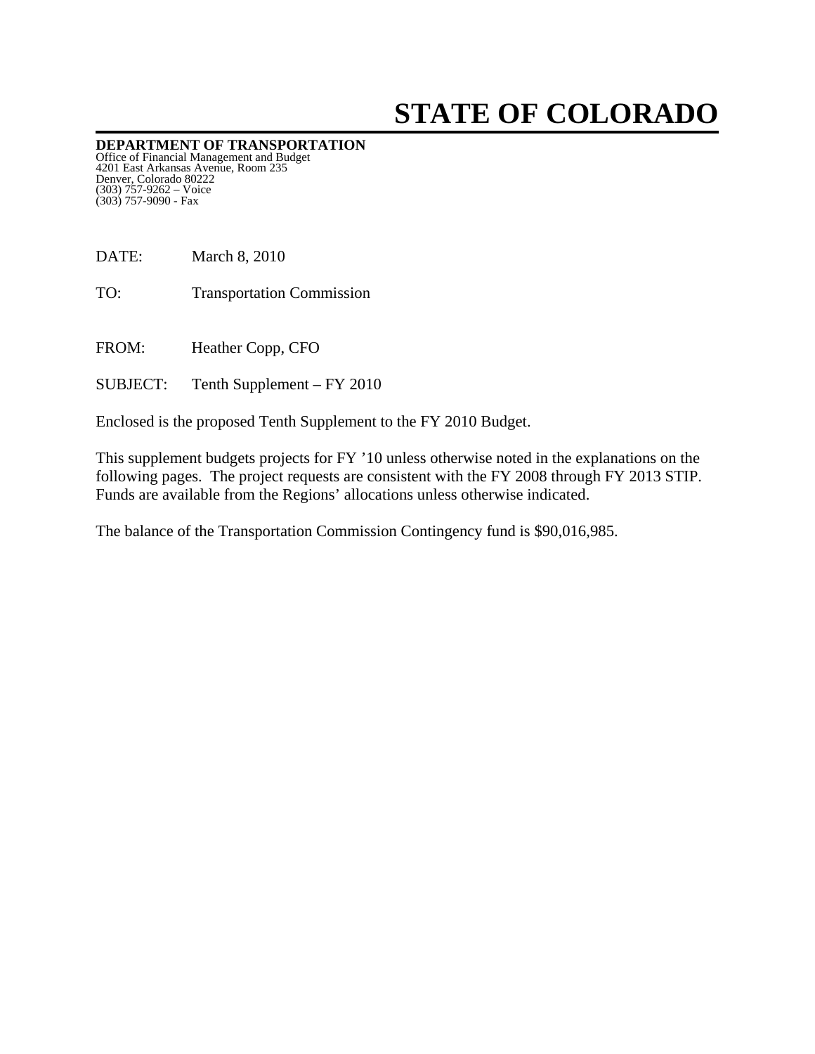# STATE OF COLORADO

**DEPARTMENT OF TRANSPORTATION**
Office of Financial Management and Budget
4201 East Arkansas Avenue, Room 235
Denver, Colorado 80222
(303) 757-9262 – Voice
(303) 757-9090 - Fax

DATE: March 8, 2010

TO: Transportation Commission

FROM: Heather Copp, CFO

SUBJECT: Tenth Supplement – FY 2010

Enclosed is the proposed Tenth Supplement to the FY 2010 Budget.

This supplement budgets projects for FY '10 unless otherwise noted in the explanations on the following pages. The project requests are consistent with the FY 2008 through FY 2013 STIP. Funds are available from the Regions' allocations unless otherwise indicated.

The balance of the Transportation Commission Contingency fund is $90,016,985.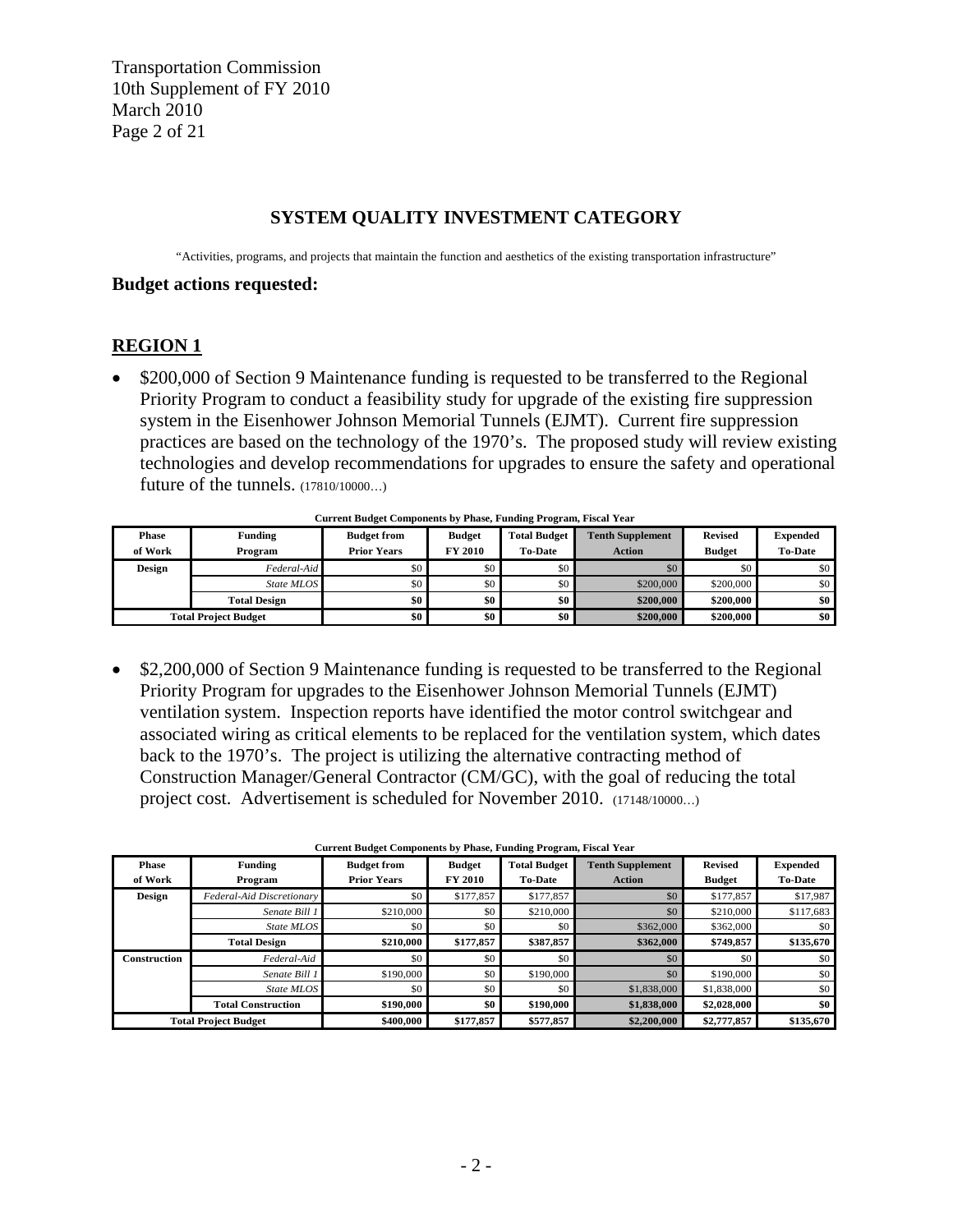## SYSTEM QUALITY INVESTMENT CATEGORY

"Activities, programs, and projects that maintain the function and aesthetics of the existing transportation infrastructure"

**Budget actions requested:**

## REGION 1

- $200,000 of Section 9 Maintenance funding is requested to be transferred to the Regional Priority Program to conduct a feasibility study for upgrade of the existing fire suppression system in the Eisenhower Johnson Memorial Tunnels (EJMT). Current fire suppression practices are based on the technology of the 1970's. The proposed study will review existing technologies and develop recommendations for upgrades to ensure the safety and operational future of the tunnels. (17810/10000…)

**Current Budget Components by Phase, Funding Program, Fiscal Year**

| Phase of Work | Funding Program | Budget from Prior Years | Budget FY 2010 | Total Budget To-Date | Tenth Supplement Action | Revised Budget | Expended To-Date |
|---|---|---|---|---|---|---|---|
| **Design** | *Federal-Aid* | $0 | $0 | $0 | $0 | $0 | $0 |
| | *State MLOS* | $0 | $0 | $0 | $200,000 | $200,000 | $0 |
| | **Total Design** | **$0** | **$0** | **$0** | **$200,000** | **$200,000** | **$0** |
| **Total Project Budget** | | **$0** | **$0** | **$0** | **$200,000** | **$200,000** | **$0** |

- $2,200,000 of Section 9 Maintenance funding is requested to be transferred to the Regional Priority Program for upgrades to the Eisenhower Johnson Memorial Tunnels (EJMT) ventilation system. Inspection reports have identified the motor control switchgear and associated wiring as critical elements to be replaced for the ventilation system, which dates back to the 1970's. The project is utilizing the alternative contracting method of Construction Manager/General Contractor (CM/GC), with the goal of reducing the total project cost. Advertisement is scheduled for November 2010. (17148/10000…)

**Current Budget Components by Phase, Funding Program, Fiscal Year**

| Phase of Work | Funding Program | Budget from Prior Years | Budget FY 2010 | Total Budget To-Date | Tenth Supplement Action | Revised Budget | Expended To-Date |
|---|---|---|---|---|---|---|---|
| **Design** | *Federal-Aid Discretionary* | $0 | $177,857 | $177,857 | $0 | $177,857 | $17,987 |
| | *Senate Bill 1* | $210,000 | $0 | $210,000 | $0 | $210,000 | $117,683 |
| | *State MLOS* | $0 | $0 | $0 | $362,000 | $362,000 | $0 |
| | **Total Design** | **$210,000** | **$177,857** | **$387,857** | **$362,000** | **$749,857** | **$135,670** |
| **Construction** | *Federal-Aid* | $0 | $0 | $0 | $0 | $0 | $0 |
| | *Senate Bill 1* | $190,000 | $0 | $190,000 | $0 | $190,000 | $0 |
| | *State MLOS* | $0 | $0 | $0 | $1,838,000 | $1,838,000 | $0 |
| | **Total Construction** | **$190,000** | **$0** | **$190,000** | **$1,838,000** | **$2,028,000** | **$0** |
| **Total Project Budget** | | **$400,000** | **$177,857** | **$577,857** | **$2,200,000** | **$2,777,857** | **$135,670** |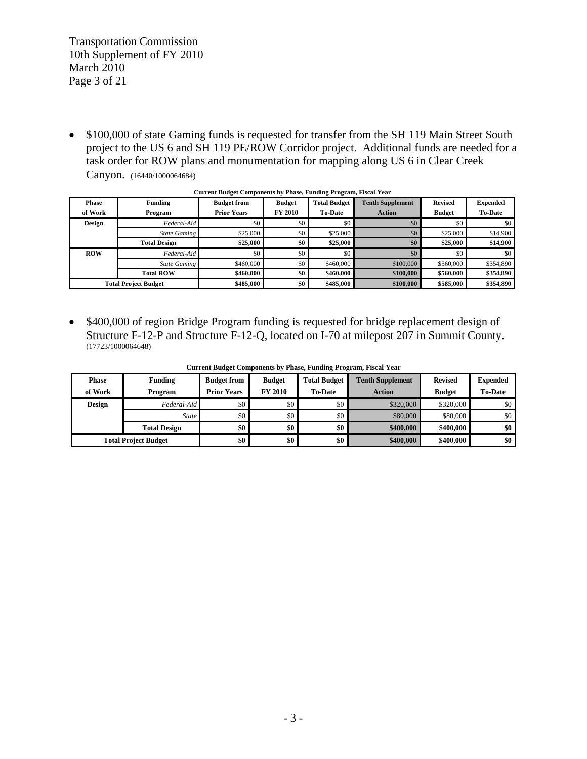- $100,000 of state Gaming funds is requested for transfer from the SH 119 Main Street South project to the US 6 and SH 119 PE/ROW Corridor project. Additional funds are needed for a task order for ROW plans and monumentation for mapping along US 6 in Clear Creek Canyon. (16440/1000064684)

**Current Budget Components by Phase, Funding Program, Fiscal Year**

| Phase of Work | Funding Program | Budget from Prior Years | Budget FY 2010 | Total Budget To-Date | Tenth Supplement Action | Revised Budget | Expended To-Date |
|---|---|---|---|---|---|---|---|
| **Design** | *Federal-Aid* | $0 | $0 | $0 | $0 | $0 | $0 |
| | *State Gaming* | $25,000 | $0 | $25,000 | $0 | $25,000 | $14,900 |
| | **Total Design** | **$25,000** | **$0** | **$25,000** | **$0** | **$25,000** | **$14,900** |
| **ROW** | *Federal-Aid* | $0 | $0 | $0 | $0 | $0 | $0 |
| | *State Gaming* | $460,000 | $0 | $460,000 | $100,000 | $560,000 | $354,890 |
| | **Total ROW** | **$460,000** | **$0** | **$460,000** | **$100,000** | **$560,000** | **$354,890** |
| **Total Project Budget** | | **$485,000** | **$0** | **$485,000** | **$100,000** | **$585,000** | **$354,890** |

- $400,000 of region Bridge Program funding is requested for bridge replacement design of Structure F-12-P and Structure F-12-Q, located on I-70 at milepost 207 in Summit County. (17723/1000064648)

**Current Budget Components by Phase, Funding Program, Fiscal Year**

| Phase of Work | Funding Program | Budget from Prior Years | Budget FY 2010 | Total Budget To-Date | Tenth Supplement Action | Revised Budget | Expended To-Date |
|---|---|---|---|---|---|---|---|
| **Design** | *Federal-Aid* | $0 | $0 | $0 | $320,000 | $320,000 | $0 |
| | *State* | $0 | $0 | $0 | $80,000 | $80,000 | $0 |
| | **Total Design** | **$0** | **$0** | **$0** | **$400,000** | **$400,000** | **$0** |
| **Total Project Budget** | | **$0** | **$0** | **$0** | **$400,000** | **$400,000** | **$0** |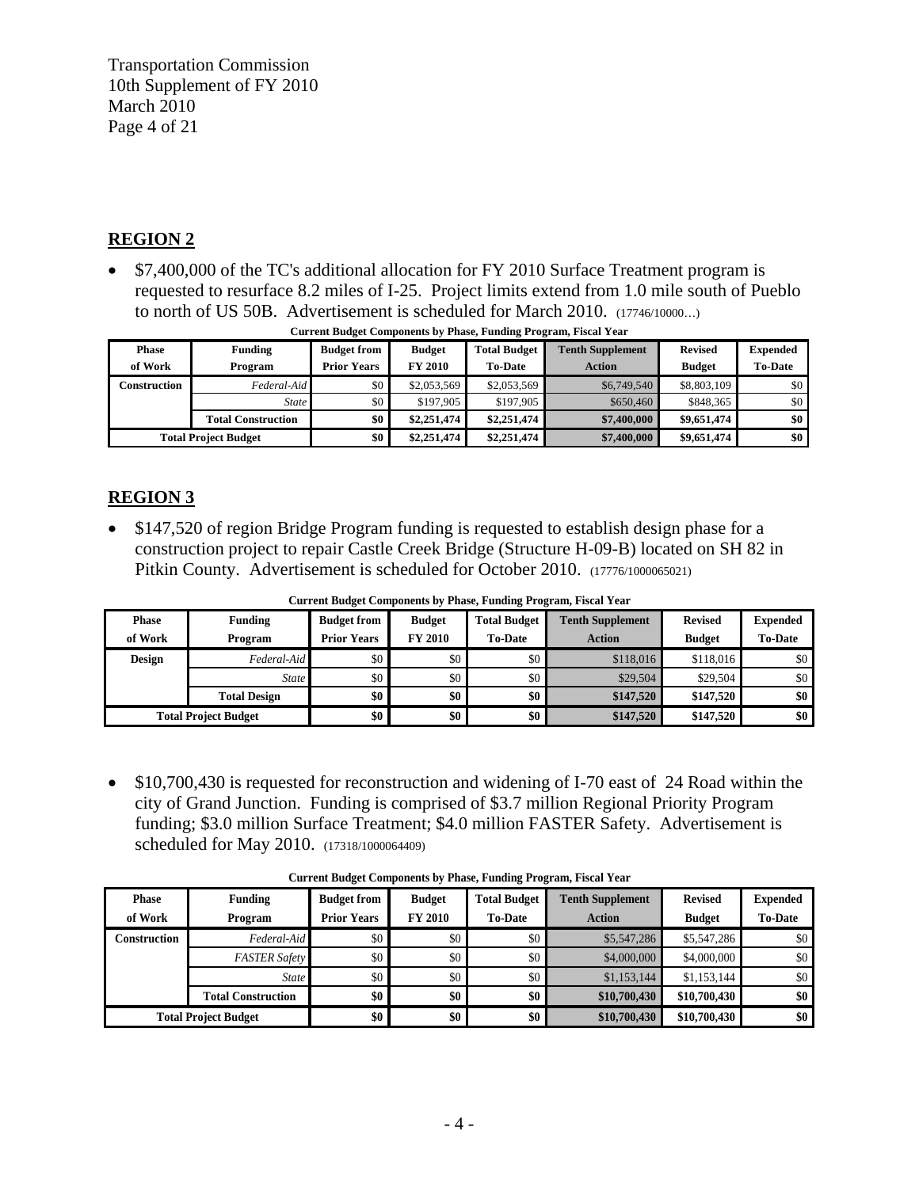## REGION 2

- $7,400,000 of the TC's additional allocation for FY 2010 Surface Treatment program is requested to resurface 8.2 miles of I-25. Project limits extend from 1.0 mile south of Pueblo to north of US 50B. Advertisement is scheduled for March 2010. (17746/10000…)

**Current Budget Components by Phase, Funding Program, Fiscal Year**

| Phase of Work | Funding Program | Budget from Prior Years | Budget FY 2010 | Total Budget To-Date | Tenth Supplement Action | Revised Budget | Expended To-Date |
|---|---|---|---|---|---|---|---|
| Construction | *Federal-Aid* | $0 | $2,053,569 | $2,053,569 | $6,749,540 | $8,803,109 | $0 |
| | *State* | $0 | $197,905 | $197,905 | $650,460 | $848,365 | $0 |
| | **Total Construction** | **$0** | **$2,251,474** | **$2,251,474** | **$7,400,000** | **$9,651,474** | **$0** |
| **Total Project Budget** | | **$0** | **$2,251,474** | **$2,251,474** | **$7,400,000** | **$9,651,474** | **$0** |

## REGION 3

- $147,520 of region Bridge Program funding is requested to establish design phase for a construction project to repair Castle Creek Bridge (Structure H-09-B) located on SH 82 in Pitkin County. Advertisement is scheduled for October 2010. (17776/1000065021)

**Current Budget Components by Phase, Funding Program, Fiscal Year**

| Phase of Work | Funding Program | Budget from Prior Years | Budget FY 2010 | Total Budget To-Date | Tenth Supplement Action | Revised Budget | Expended To-Date |
|---|---|---|---|---|---|---|---|
| Design | *Federal-Aid* | $0 | $0 | $0 | $118,016 | $118,016 | $0 |
| | *State* | $0 | $0 | $0 | $29,504 | $29,504 | $0 |
| | **Total Design** | **$0** | **$0** | **$0** | **$147,520** | **$147,520** | **$0** |
| **Total Project Budget** | | **$0** | **$0** | **$0** | **$147,520** | **$147,520** | **$0** |

- $10,700,430 is requested for reconstruction and widening of I-70 east of 24 Road within the city of Grand Junction. Funding is comprised of $3.7 million Regional Priority Program funding; $3.0 million Surface Treatment; $4.0 million FASTER Safety. Advertisement is scheduled for May 2010. (17318/1000064409)

**Current Budget Components by Phase, Funding Program, Fiscal Year**

| Phase of Work | Funding Program | Budget from Prior Years | Budget FY 2010 | Total Budget To-Date | Tenth Supplement Action | Revised Budget | Expended To-Date |
|---|---|---|---|---|---|---|---|
| Construction | *Federal-Aid* | $0 | $0 | $0 | $5,547,286 | $5,547,286 | $0 |
| | *FASTER Safety* | $0 | $0 | $0 | $4,000,000 | $4,000,000 | $0 |
| | *State* | $0 | $0 | $0 | $1,153,144 | $1,153,144 | $0 |
| | **Total Construction** | **$0** | **$0** | **$0** | **$10,700,430** | **$10,700,430** | **$0** |
| **Total Project Budget** | | **$0** | **$0** | **$0** | **$10,700,430** | **$10,700,430** | **$0** |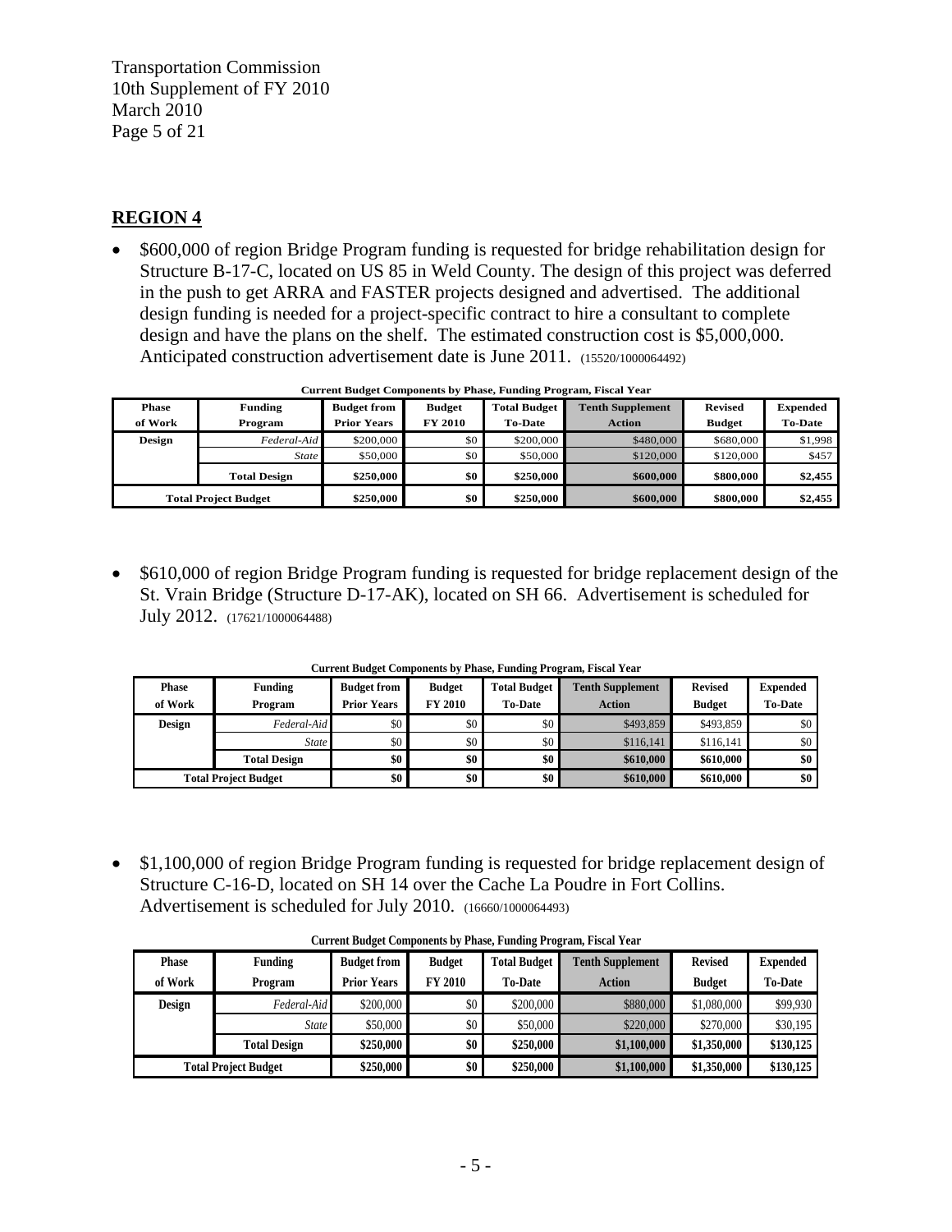## REGION 4

- $600,000 of region Bridge Program funding is requested for bridge rehabilitation design for Structure B-17-C, located on US 85 in Weld County. The design of this project was deferred in the push to get ARRA and FASTER projects designed and advertised. The additional design funding is needed for a project-specific contract to hire a consultant to complete design and have the plans on the shelf. The estimated construction cost is $5,000,000. Anticipated construction advertisement date is June 2011. (15520/1000064492)

**Current Budget Components by Phase, Funding Program, Fiscal Year**

| Phase of Work | Funding Program | Budget from Prior Years | Budget FY 2010 | Total Budget To-Date | Tenth Supplement Action | Revised Budget | Expended To-Date |
|---|---|---|---|---|---|---|---|
| Design | *Federal-Aid* | $200,000 | $0 | $200,000 | $480,000 | $680,000 | $1,998 |
| | *State* | $50,000 | $0 | $50,000 | $120,000 | $120,000 | $457 |
| | **Total Design** | **$250,000** | **$0** | **$250,000** | **$600,000** | **$800,000** | **$2,455** |
| **Total Project Budget** | | **$250,000** | **$0** | **$250,000** | **$600,000** | **$800,000** | **$2,455** |

- $610,000 of region Bridge Program funding is requested for bridge replacement design of the St. Vrain Bridge (Structure D-17-AK), located on SH 66. Advertisement is scheduled for July 2012. (17621/1000064488)

**Current Budget Components by Phase, Funding Program, Fiscal Year**

| Phase of Work | Funding Program | Budget from Prior Years | Budget FY 2010 | Total Budget To-Date | Tenth Supplement Action | Revised Budget | Expended To-Date |
|---|---|---|---|---|---|---|---|
| Design | *Federal-Aid* | $0 | $0 | $0 | $493,859 | $493,859 | $0 |
| | *State* | $0 | $0 | $0 | $116,141 | $116,141 | $0 |
| | **Total Design** | **$0** | **$0** | **$0** | **$610,000** | **$610,000** | **$0** |
| **Total Project Budget** | | **$0** | **$0** | **$0** | **$610,000** | **$610,000** | **$0** |

- $1,100,000 of region Bridge Program funding is requested for bridge replacement design of Structure C-16-D, located on SH 14 over the Cache La Poudre in Fort Collins. Advertisement is scheduled for July 2010. (16660/1000064493)

**Current Budget Components by Phase, Funding Program, Fiscal Year**

| Phase of Work | Funding Program | Budget from Prior Years | Budget FY 2010 | Total Budget To-Date | Tenth Supplement Action | Revised Budget | Expended To-Date |
|---|---|---|---|---|---|---|---|
| Design | *Federal-Aid* | $200,000 | $0 | $200,000 | $880,000 | $1,080,000 | $99,930 |
| | *State* | $50,000 | $0 | $50,000 | $220,000 | $270,000 | $30,195 |
| | **Total Design** | **$250,000** | **$0** | **$250,000** | **$1,100,000** | **$1,350,000** | **$130,125** |
| **Total Project Budget** | | **$250,000** | **$0** | **$250,000** | **$1,100,000** | **$1,350,000** | **$130,125** |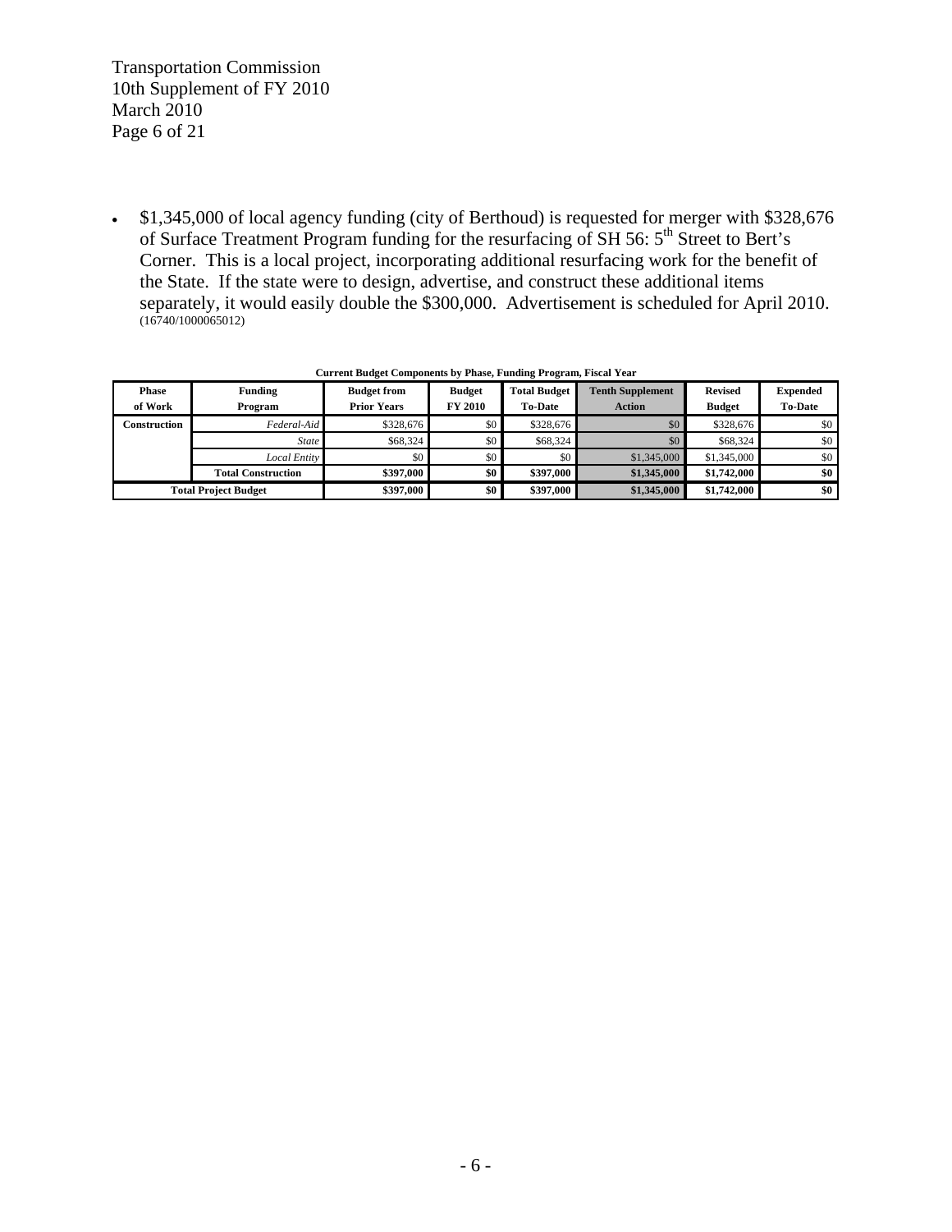- $1,345,000 of local agency funding (city of Berthoud) is requested for merger with $328,676 of Surface Treatment Program funding for the resurfacing of SH 56: 5th Street to Bert's Corner. This is a local project, incorporating additional resurfacing work for the benefit of the State. If the state were to design, advertise, and construct these additional items separately, it would easily double the $300,000. Advertisement is scheduled for April 2010. (16740/1000065012)

**Current Budget Components by Phase, Funding Program, Fiscal Year**

| Phase of Work | Funding Program | Budget from Prior Years | Budget FY 2010 | Total Budget To-Date | Tenth Supplement Action | Revised Budget | Expended To-Date |
|---|---|---|---|---|---|---|---|
| **Construction** | *Federal-Aid* | $328,676 | $0 | $328,676 | $0 | $328,676 | $0 |
| | *State* | $68,324 | $0 | $68,324 | $0 | $68,324 | $0 |
| | *Local Entity* | $0 | $0 | $0 | $1,345,000 | $1,345,000 | $0 |
| | **Total Construction** | **$397,000** | **$0** | **$397,000** | **$1,345,000** | **$1,742,000** | **$0** |
| **Total Project Budget** | | **$397,000** | **$0** | **$397,000** | **$1,345,000** | **$1,742,000** | **$0** |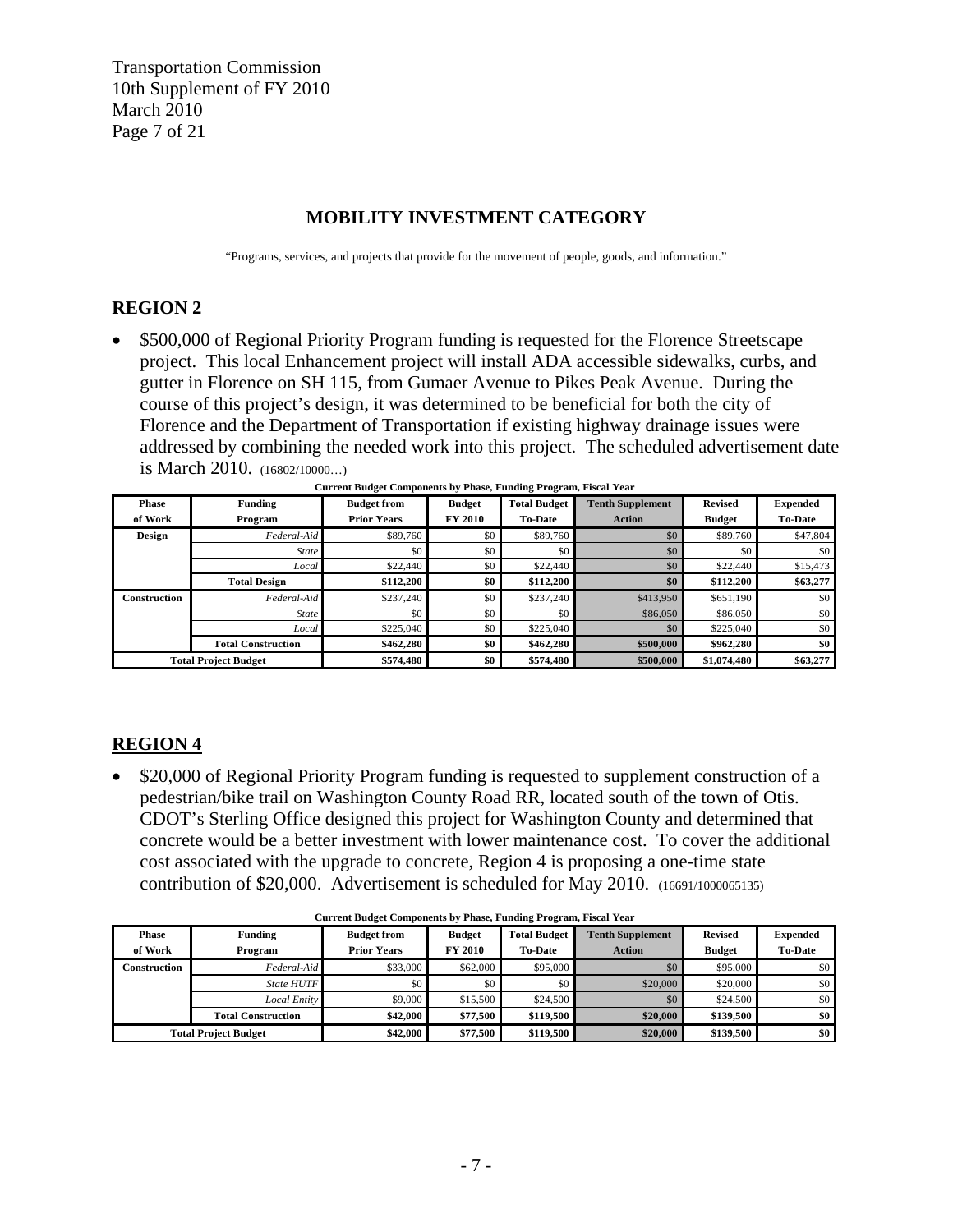## MOBILITY INVESTMENT CATEGORY

"Programs, services, and projects that provide for the movement of people, goods, and information."

## REGION 2

- \$500,000 of Regional Priority Program funding is requested for the Florence Streetscape project. This local Enhancement project will install ADA accessible sidewalks, curbs, and gutter in Florence on SH 115, from Gumaer Avenue to Pikes Peak Avenue. During the course of this project's design, it was determined to be beneficial for both the city of Florence and the Department of Transportation if existing highway drainage issues were addressed by combining the needed work into this project. The scheduled advertisement date is March 2010. (16802/10000…)

**Current Budget Components by Phase, Funding Program, Fiscal Year**

| Phase of Work | Funding Program | Budget from Prior Years | Budget FY 2010 | Total Budget To-Date | Tenth Supplement Action | Revised Budget | Expended To-Date |
|---|---|---|---|---|---|---|---|
| Design | *Federal-Aid* | \$89,760 | \$0 | \$89,760 | \$0 | \$89,760 | \$47,804 |
| | *State* | \$0 | \$0 | \$0 | \$0 | \$0 | \$0 |
| | *Local* | \$22,440 | \$0 | \$22,440 | \$0 | \$22,440 | \$15,473 |
| | **Total Design** | **\$112,200** | **\$0** | **\$112,200** | **\$0** | **\$112,200** | **\$63,277** |
| Construction | *Federal-Aid* | \$237,240 | \$0 | \$237,240 | \$413,950 | \$651,190 | \$0 |
| | *State* | \$0 | \$0 | \$0 | \$86,050 | \$86,050 | \$0 |
| | *Local* | \$225,040 | \$0 | \$225,040 | \$0 | \$225,040 | \$0 |
| | **Total Construction** | **\$462,280** | **\$0** | **\$462,280** | **\$500,000** | **\$962,280** | **\$0** |
| **Total Project Budget** | | **\$574,480** | **\$0** | **\$574,480** | **\$500,000** | **\$1,074,480** | **\$63,277** |

## REGION 4

- \$20,000 of Regional Priority Program funding is requested to supplement construction of a pedestrian/bike trail on Washington County Road RR, located south of the town of Otis. CDOT's Sterling Office designed this project for Washington County and determined that concrete would be a better investment with lower maintenance cost. To cover the additional cost associated with the upgrade to concrete, Region 4 is proposing a one-time state contribution of \$20,000. Advertisement is scheduled for May 2010. (16691/1000065135)

**Current Budget Components by Phase, Funding Program, Fiscal Year**

| Phase of Work | Funding Program | Budget from Prior Years | Budget FY 2010 | Total Budget To-Date | Tenth Supplement Action | Revised Budget | Expended To-Date |
|---|---|---|---|---|---|---|---|
| Construction | *Federal-Aid* | \$33,000 | \$62,000 | \$95,000 | \$0 | \$95,000 | \$0 |
| | *State HUTF* | \$0 | \$0 | \$0 | \$20,000 | \$20,000 | \$0 |
| | *Local Entity* | \$9,000 | \$15,500 | \$24,500 | \$0 | \$24,500 | \$0 |
| | **Total Construction** | **\$42,000** | **\$77,500** | **\$119,500** | **\$20,000** | **\$139,500** | **\$0** |
| **Total Project Budget** | | **\$42,000** | **\$77,500** | **\$119,500** | **\$20,000** | **\$139,500** | **\$0** |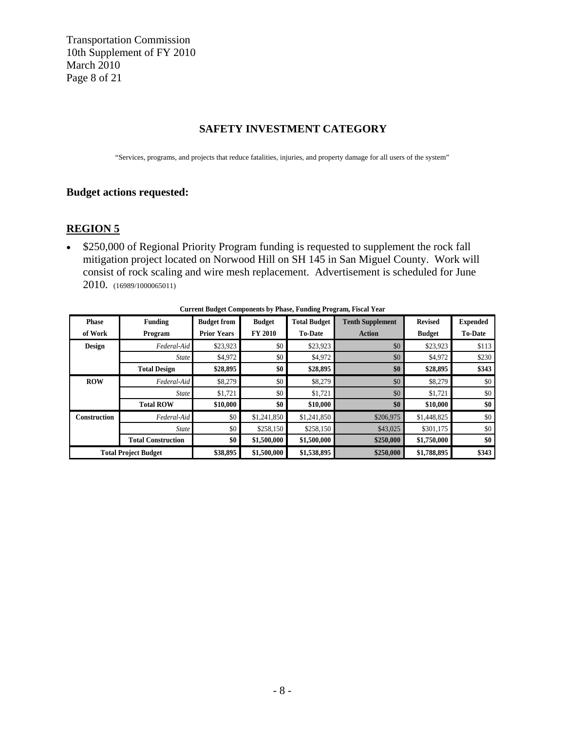## SAFETY INVESTMENT CATEGORY

"Services, programs, and projects that reduce fatalities, injuries, and property damage for all users of the system"

### Budget actions requested:

### REGION 5

- $250,000 of Regional Priority Program funding is requested to supplement the rock fall mitigation project located on Norwood Hill on SH 145 in San Miguel County. Work will consist of rock scaling and wire mesh replacement. Advertisement is scheduled for June 2010. (16989/1000065011)

**Current Budget Components by Phase, Funding Program, Fiscal Year**

| Phase of Work | Funding Program | Budget from Prior Years | Budget FY 2010 | Total Budget To-Date | Tenth Supplement Action | Revised Budget | Expended To-Date |
|---|---|---|---|---|---|---|---|
| **Design** | *Federal-Aid* | $23,923 | $0 | $23,923 | $0 | $23,923 | $113 |
| | *State* | $4,972 | $0 | $4,972 | $0 | $4,972 | $230 |
| | **Total Design** | **$28,895** | **$0** | **$28,895** | **$0** | **$28,895** | **$343** |
| **ROW** | *Federal-Aid* | $8,279 | $0 | $8,279 | $0 | $8,279 | $0 |
| | *State* | $1,721 | $0 | $1,721 | $0 | $1,721 | $0 |
| | **Total ROW** | **$10,000** | **$0** | **$10,000** | **$0** | **$10,000** | **$0** |
| **Construction** | *Federal-Aid* | $0 | $1,241,850 | $1,241,850 | $206,975 | $1,448,825 | $0 |
| | *State* | $0 | $258,150 | $258,150 | $43,025 | $301,175 | $0 |
| | **Total Construction** | **$0** | **$1,500,000** | **$1,500,000** | **$250,000** | **$1,750,000** | **$0** |
| **Total Project Budget** | | **$38,895** | **$1,500,000** | **$1,538,895** | **$250,000** | **$1,788,895** | **$343** |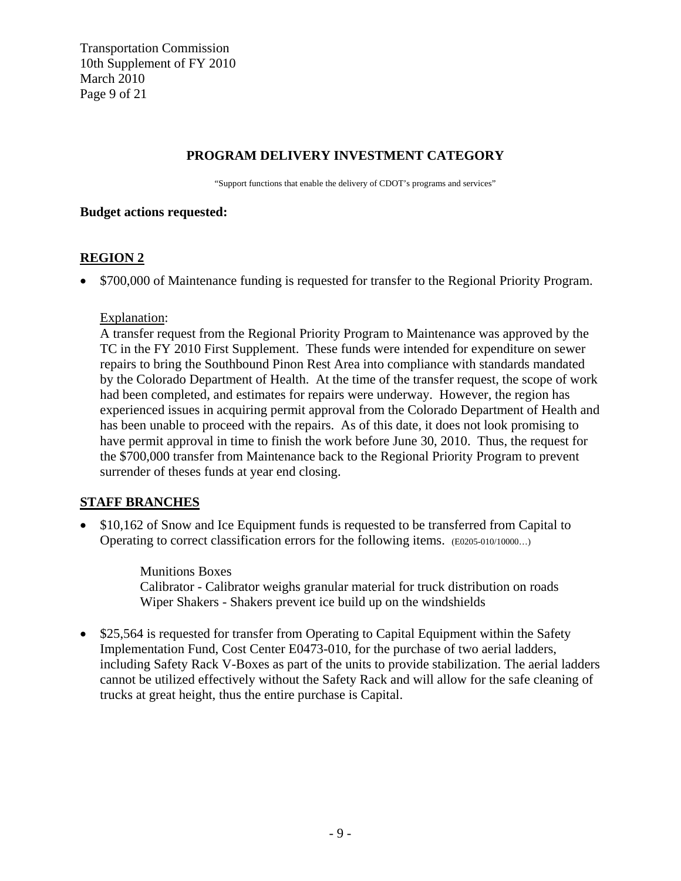## PROGRAM DELIVERY INVESTMENT CATEGORY

"Support functions that enable the delivery of CDOT's programs and services"

**Budget actions requested:**

### REGION 2

- $700,000 of Maintenance funding is requested for transfer to the Regional Priority Program.

  Explanation:
  A transfer request from the Regional Priority Program to Maintenance was approved by the TC in the FY 2010 First Supplement. These funds were intended for expenditure on sewer repairs to bring the Southbound Pinon Rest Area into compliance with standards mandated by the Colorado Department of Health. At the time of the transfer request, the scope of work had been completed, and estimates for repairs were underway. However, the region has experienced issues in acquiring permit approval from the Colorado Department of Health and has been unable to proceed with the repairs. As of this date, it does not look promising to have permit approval in time to finish the work before June 30, 2010. Thus, the request for the $700,000 transfer from Maintenance back to the Regional Priority Program to prevent surrender of theses funds at year end closing.

### STAFF BRANCHES

- $10,162 of Snow and Ice Equipment funds is requested to be transferred from Capital to Operating to correct classification errors for the following items. (E0205-010/10000…)

  Munitions Boxes
  Calibrator - Calibrator weighs granular material for truck distribution on roads
  Wiper Shakers - Shakers prevent ice build up on the windshields

- $25,564 is requested for transfer from Operating to Capital Equipment within the Safety Implementation Fund, Cost Center E0473-010, for the purchase of two aerial ladders, including Safety Rack V-Boxes as part of the units to provide stabilization. The aerial ladders cannot be utilized effectively without the Safety Rack and will allow for the safe cleaning of trucks at great height, thus the entire purchase is Capital.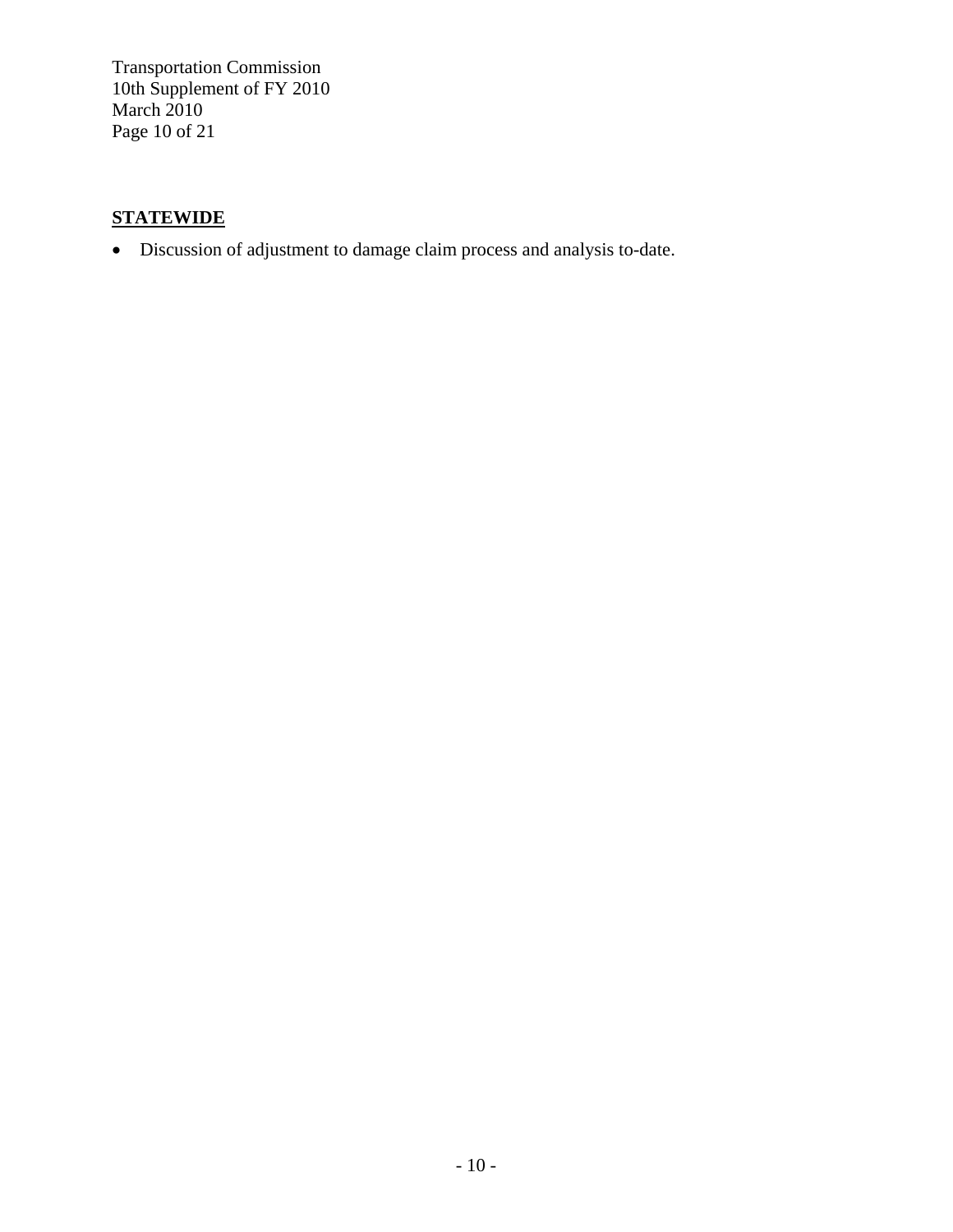## STATEWIDE

- Discussion of adjustment to damage claim process and analysis to-date.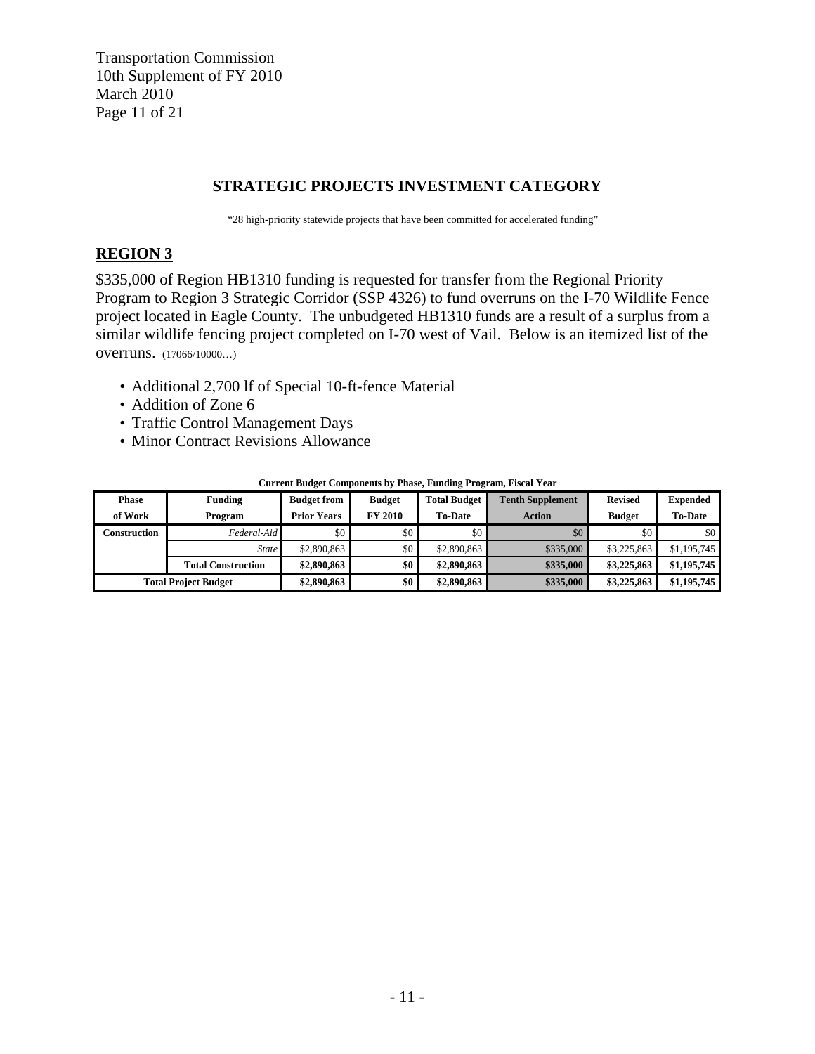## STRATEGIC PROJECTS INVESTMENT CATEGORY

"28 high-priority statewide projects that have been committed for accelerated funding"

## REGION 3

$335,000 of Region HB1310 funding is requested for transfer from the Regional Priority Program to Region 3 Strategic Corridor (SSP 4326) to fund overruns on the I-70 Wildlife Fence project located in Eagle County. The unbudgeted HB1310 funds are a result of a surplus from a similar wildlife fencing project completed on I-70 west of Vail. Below is an itemized list of the overruns. (17066/10000…)

- Additional 2,700 lf of Special 10-ft-fence Material
- Addition of Zone 6
- Traffic Control Management Days
- Minor Contract Revisions Allowance

**Current Budget Components by Phase, Funding Program, Fiscal Year**

| Phase of Work | Funding Program | Budget from Prior Years | Budget FY 2010 | Total Budget To-Date | Tenth Supplement Action | Revised Budget | Expended To-Date |
|---|---|---|---|---|---|---|---|
| **Construction** | *Federal-Aid* | $0 | $0 | $0 | $0 | $0 | $0 |
| | *State* | $2,890,863 | $0 | $2,890,863 | $335,000 | $3,225,863 | $1,195,745 |
| | **Total Construction** | **$2,890,863** | **$0** | **$2,890,863** | **$335,000** | **$3,225,863** | **$1,195,745** |
| **Total Project Budget** | | **$2,890,863** | **$0** | **$2,890,863** | **$335,000** | **$3,225,863** | **$1,195,745** |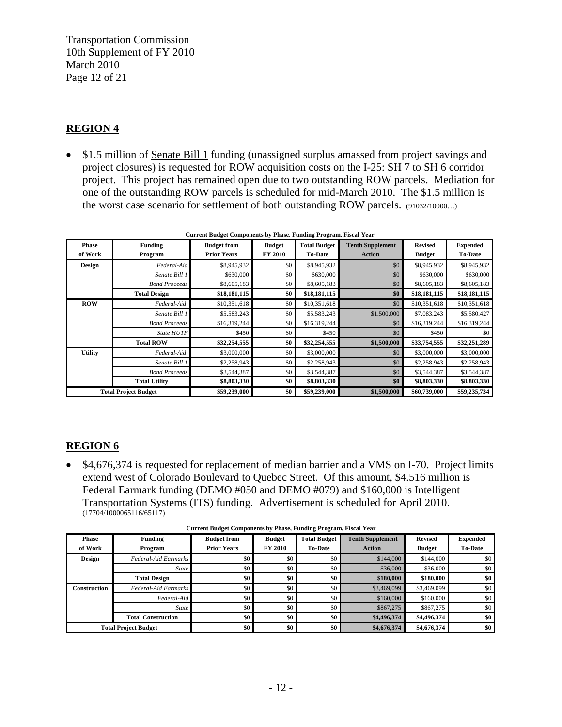## REGION 4

- $1.5 million of Senate Bill 1 funding (unassigned surplus amassed from project savings and project closures) is requested for ROW acquisition costs on the I-25: SH 7 to SH 6 corridor project. This project has remained open due to two outstanding ROW parcels. Mediation for one of the outstanding ROW parcels is scheduled for mid-March 2010. The $1.5 million is the worst case scenario for settlement of both outstanding ROW parcels. (91032/10000…)

**Current Budget Components by Phase, Funding Program, Fiscal Year**

| Phase of Work | Funding Program | Budget from Prior Years | Budget FY 2010 | Total Budget To-Date | Tenth Supplement Action | Revised Budget | Expended To-Date |
|---|---|---|---|---|---|---|---|
| **Design** | *Federal-Aid* | $8,945,932 | $0 | $8,945,932 | $0 | $8,945,932 | $8,945,932 |
| | *Senate Bill 1* | $630,000 | $0 | $630,000 | $0 | $630,000 | $630,000 |
| | *Bond Proceeds* | $8,605,183 | $0 | $8,605,183 | $0 | $8,605,183 | $8,605,183 |
| | **Total Design** | **$18,181,115** | **$0** | **$18,181,115** | **$0** | **$18,181,115** | **$18,181,115** |
| **ROW** | *Federal-Aid* | $10,351,618 | $0 | $10,351,618 | $0 | $10,351,618 | $10,351,618 |
| | *Senate Bill 1* | $5,583,243 | $0 | $5,583,243 | $1,500,000 | $7,083,243 | $5,580,427 |
| | *Bond Proceeds* | $16,319,244 | $0 | $16,319,244 | $0 | $16,319,244 | $16,319,244 |
| | *State HUTF* | $450 | $0 | $450 | $0 | $450 | $0 |
| | **Total ROW** | **$32,254,555** | **$0** | **$32,254,555** | **$1,500,000** | **$33,754,555** | **$32,251,289** |
| **Utility** | *Federal-Aid* | $3,000,000 | $0 | $3,000,000 | $0 | $3,000,000 | $3,000,000 |
| | *Senate Bill 1* | $2,258,943 | $0 | $2,258,943 | $0 | $2,258,943 | $2,258,943 |
| | *Bond Proceeds* | $3,544,387 | $0 | $3,544,387 | $0 | $3,544,387 | $3,544,387 |
| | **Total Utility** | **$8,803,330** | **$0** | **$8,803,330** | **$0** | **$8,803,330** | **$8,803,330** |
| **Total Project Budget** | | **$59,239,000** | **$0** | **$59,239,000** | **$1,500,000** | **$60,739,000** | **$59,235,734** |

## REGION 6

- $4,676,374 is requested for replacement of median barrier and a VMS on I-70. Project limits extend west of Colorado Boulevard to Quebec Street. Of this amount, $4.516 million is Federal Earmark funding (DEMO #050 and DEMO #079) and $160,000 is Intelligent Transportation Systems (ITS) funding. Advertisement is scheduled for April 2010. (17704/1000065116/65117)

**Current Budget Components by Phase, Funding Program, Fiscal Year**

| Phase of Work | Funding Program | Budget from Prior Years | Budget FY 2010 | Total Budget To-Date | Tenth Supplement Action | Revised Budget | Expended To-Date |
|---|---|---|---|---|---|---|---|
| **Design** | *Federal-Aid Earmarks* | $0 | $0 | $0 | $144,000 | $144,000 | $0 |
| | *State* | $0 | $0 | $0 | $36,000 | $36,000 | $0 |
| | **Total Design** | **$0** | **$0** | **$0** | **$180,000** | **$180,000** | **$0** |
| **Construction** | *Federal-Aid Earmarks* | $0 | $0 | $0 | $3,469,099 | $3,469,099 | $0 |
| | *Federal-Aid* | $0 | $0 | $0 | $160,000 | $160,000 | $0 |
| | *State* | $0 | $0 | $0 | $867,275 | $867,275 | $0 |
| | **Total Construction** | **$0** | **$0** | **$0** | **$4,496,374** | **$4,496,374** | **$0** |
| **Total Project Budget** | | **$0** | **$0** | **$0** | **$4,676,374** | **$4,676,374** | **$0** |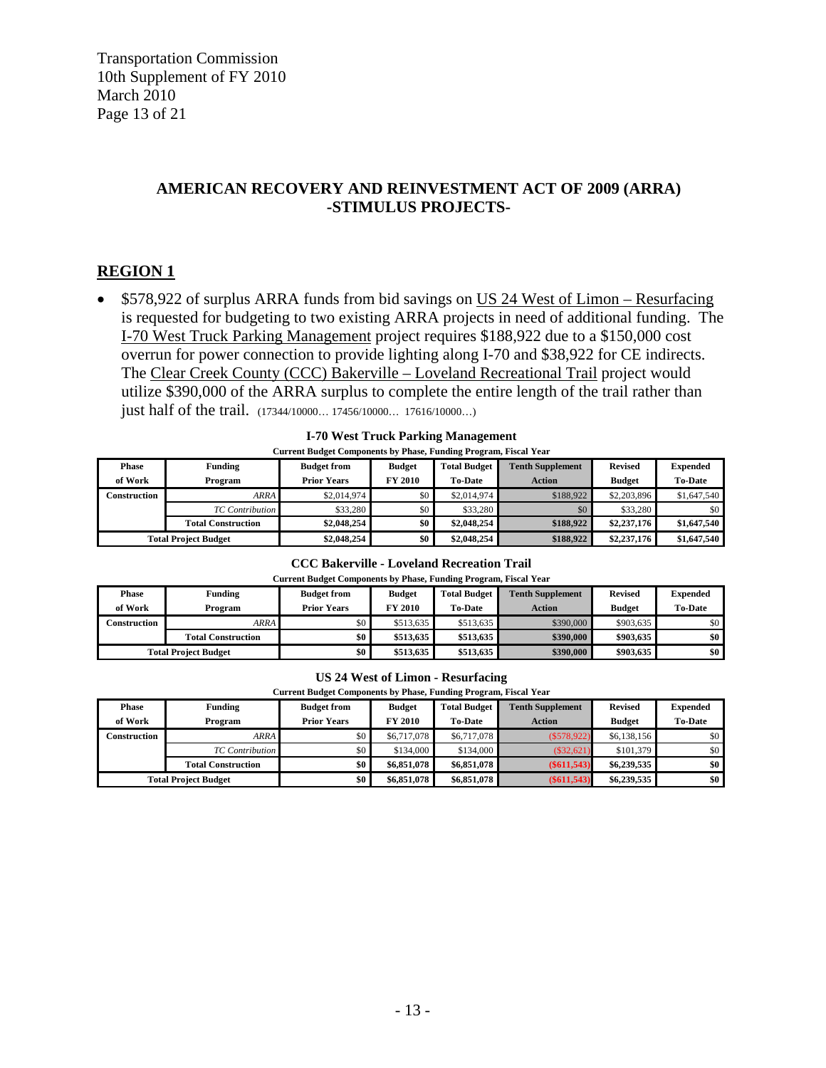**AMERICAN RECOVERY AND REINVESTMENT ACT OF 2009 (ARRA)**
**-STIMULUS PROJECTS-**

## REGION 1

- $578,922 of surplus ARRA funds from bid savings on US 24 West of Limon – Resurfacing is requested for budgeting to two existing ARRA projects in need of additional funding. The I-70 West Truck Parking Management project requires $188,922 due to a $150,000 cost overrun for power connection to provide lighting along I-70 and $38,922 for CE indirects. The Clear Creek County (CCC) Bakerville – Loveland Recreational Trail project would utilize $390,000 of the ARRA surplus to complete the entire length of the trail rather than just half of the trail. (17344/10000… 17456/10000… 17616/10000…)

**I-70 West Truck Parking Management**

Current Budget Components by Phase, Funding Program, Fiscal Year

| Phase of Work | Funding Program | Budget from Prior Years | Budget FY 2010 | Total Budget To-Date | Tenth Supplement Action | Revised Budget | Expended To-Date |
|---|---|---|---|---|---|---|---|
| Construction | *ARRA* | $2,014,974 | $0 | $2,014,974 | $188,922 | $2,203,896 | $1,647,540 |
| | *TC Contribution* | $33,280 | $0 | $33,280 | $0 | $33,280 | $0 |
| | **Total Construction** | **$2,048,254** | **$0** | **$2,048,254** | **$188,922** | **$2,237,176** | **$1,647,540** |
| **Total Project Budget** | | **$2,048,254** | **$0** | **$2,048,254** | **$188,922** | **$2,237,176** | **$1,647,540** |

**CCC Bakerville - Loveland Recreation Trail**

Current Budget Components by Phase, Funding Program, Fiscal Year

| Phase of Work | Funding Program | Budget from Prior Years | Budget FY 2010 | Total Budget To-Date | Tenth Supplement Action | Revised Budget | Expended To-Date |
|---|---|---|---|---|---|---|---|
| Construction | *ARRA* | $0 | $513,635 | $513,635 | $390,000 | $903,635 | $0 |
| | **Total Construction** | **$0** | **$513,635** | **$513,635** | **$390,000** | **$903,635** | **$0** |
| **Total Project Budget** | | **$0** | **$513,635** | **$513,635** | **$390,000** | **$903,635** | **$0** |

**US 24 West of Limon - Resurfacing**

Current Budget Components by Phase, Funding Program, Fiscal Year

| Phase of Work | Funding Program | Budget from Prior Years | Budget FY 2010 | Total Budget To-Date | Tenth Supplement Action | Revised Budget | Expended To-Date |
|---|---|---|---|---|---|---|---|
| Construction | *ARRA* | $0 | $6,717,078 | $6,717,078 | ($578,922) | $6,138,156 | $0 |
| | *TC Contribution* | $0 | $134,000 | $134,000 | ($32,621) | $101,379 | $0 |
| | **Total Construction** | **$0** | **$6,851,078** | **$6,851,078** | **($611,543)** | **$6,239,535** | **$0** |
| **Total Project Budget** | | **$0** | **$6,851,078** | **$6,851,078** | **($611,543)** | **$6,239,535** | **$0** |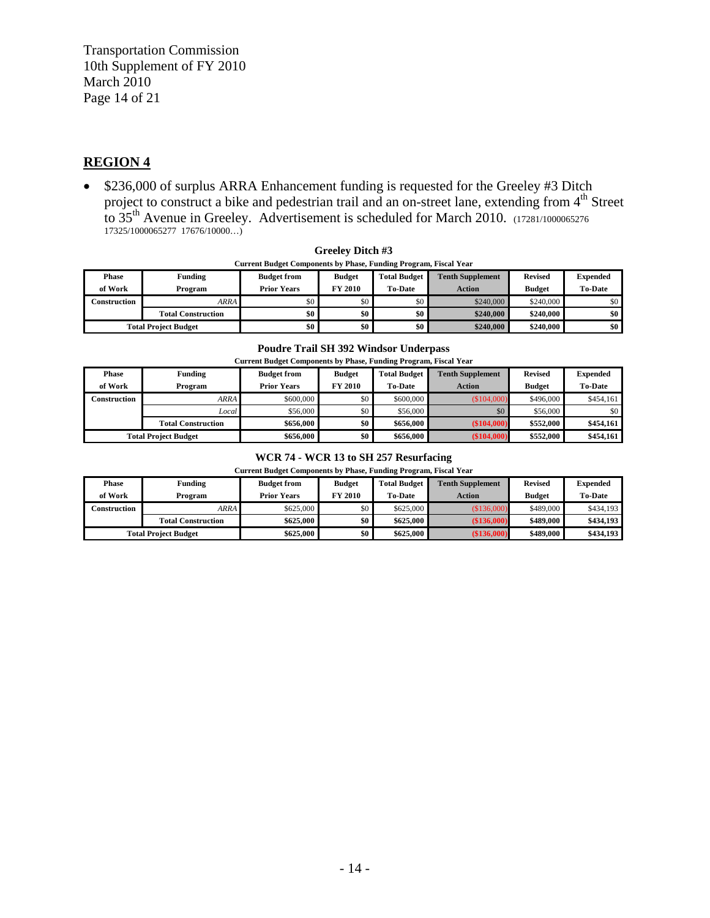## REGION 4

- $236,000 of surplus ARRA Enhancement funding is requested for the Greeley #3 Ditch project to construct a bike and pedestrian trail and an on-street lane, extending from 4th Street to 35th Avenue in Greeley. Advertisement is scheduled for March 2010. (17281/1000065276 17325/1000065277 17676/10000…)

**Greeley Ditch #3**

**Current Budget Components by Phase, Funding Program, Fiscal Year**

| Phase of Work | Funding Program | Budget from Prior Years | Budget FY 2010 | Total Budget To-Date | Tenth Supplement Action | Revised Budget | Expended To-Date |
|---|---|---|---|---|---|---|---|
| Construction | *ARRA* | $0 | $0 | $0 | $240,000 | $240,000 | $0 |
| | **Total Construction** | **$0** | **$0** | **$0** | **$240,000** | **$240,000** | **$0** |
| **Total Project Budget** | | **$0** | **$0** | **$0** | **$240,000** | **$240,000** | **$0** |

**Poudre Trail SH 392 Windsor Underpass**

**Current Budget Components by Phase, Funding Program, Fiscal Year**

| Phase of Work | Funding Program | Budget from Prior Years | Budget FY 2010 | Total Budget To-Date | Tenth Supplement Action | Revised Budget | Expended To-Date |
|---|---|---|---|---|---|---|---|
| Construction | *ARRA* | $600,000 | $0 | $600,000 | ($104,000) | $496,000 | $454,161 |
| | *Local* | $56,000 | $0 | $56,000 | $0 | $56,000 | $0 |
| | **Total Construction** | **$656,000** | **$0** | **$656,000** | **($104,000)** | **$552,000** | **$454,161** |
| **Total Project Budget** | | **$656,000** | **$0** | **$656,000** | **($104,000)** | **$552,000** | **$454,161** |

**WCR 74 - WCR 13 to SH 257 Resurfacing**

**Current Budget Components by Phase, Funding Program, Fiscal Year**

| Phase of Work | Funding Program | Budget from Prior Years | Budget FY 2010 | Total Budget To-Date | Tenth Supplement Action | Revised Budget | Expended To-Date |
|---|---|---|---|---|---|---|---|
| Construction | *ARRA* | $625,000 | $0 | $625,000 | ($136,000) | $489,000 | $434,193 |
| | **Total Construction** | **$625,000** | **$0** | **$625,000** | **($136,000)** | **$489,000** | **$434,193** |
| **Total Project Budget** | | **$625,000** | **$0** | **$625,000** | **($136,000)** | **$489,000** | **$434,193** |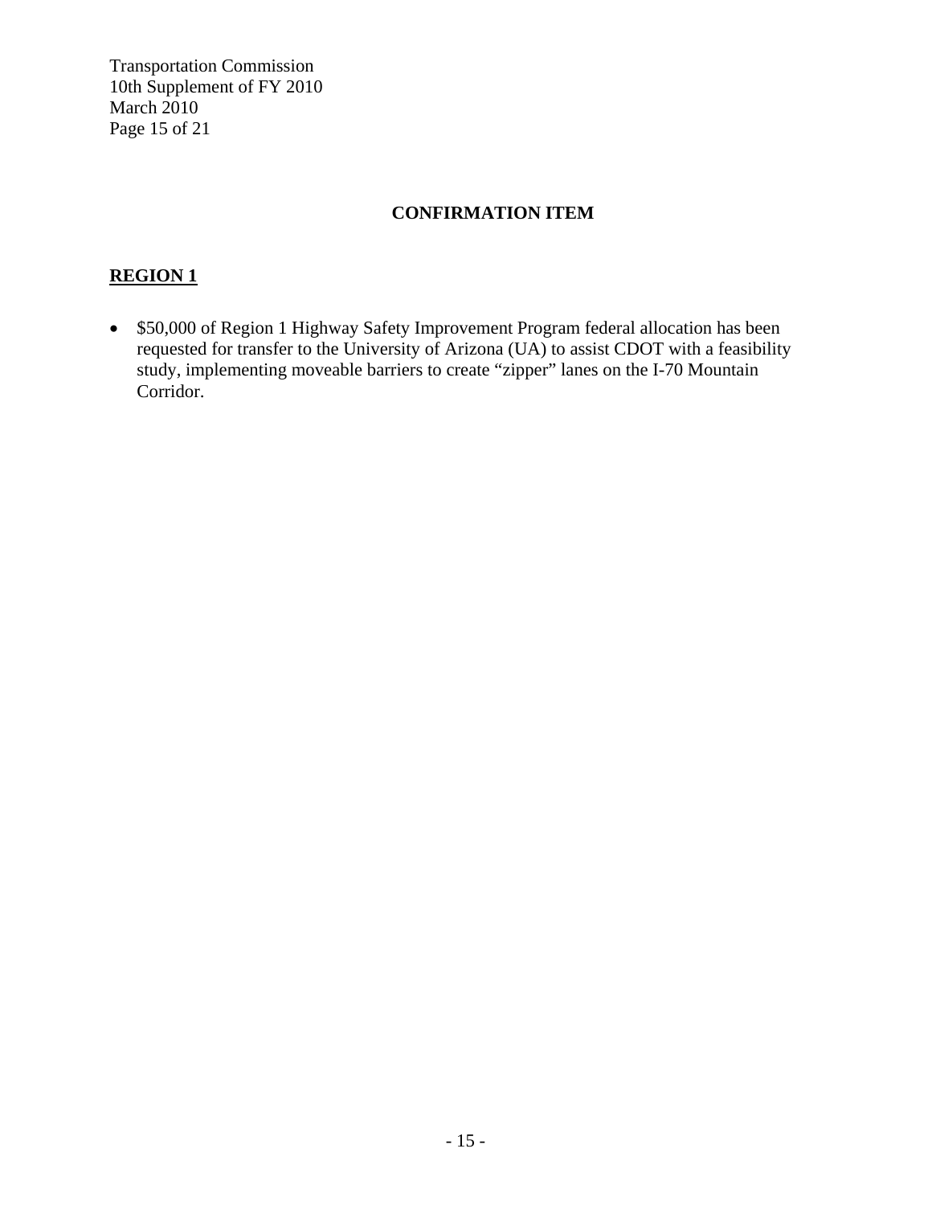## CONFIRMATION ITEM

### REGION 1

- $50,000 of Region 1 Highway Safety Improvement Program federal allocation has been requested for transfer to the University of Arizona (UA) to assist CDOT with a feasibility study, implementing moveable barriers to create “zipper” lanes on the I-70 Mountain Corridor.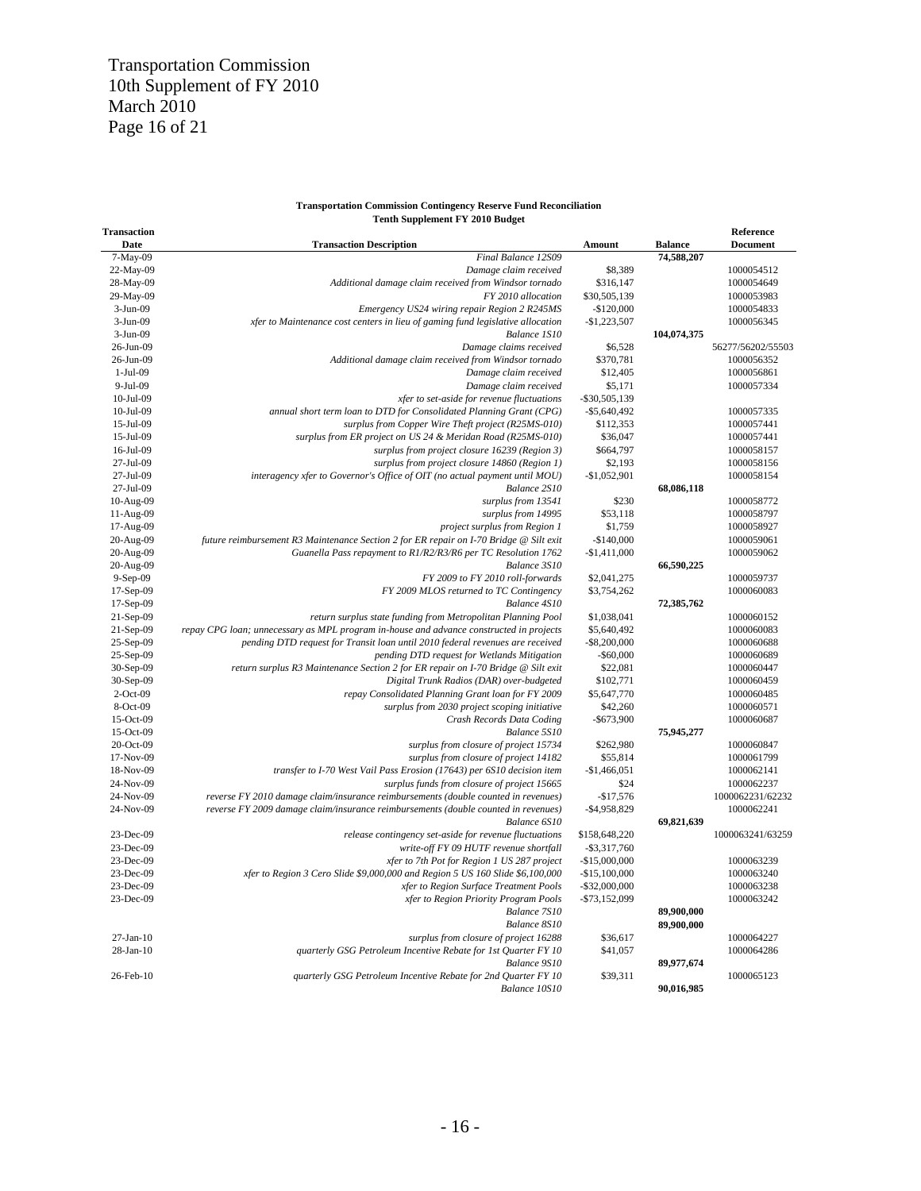Transportation Commission
10th Supplement of FY 2010
March 2010

**Transportation Commission Contingency Reserve Fund Reconciliation**
**Tenth Supplement FY 2010 Budget**

| Transaction Date | Transaction Description | Amount | Balance | Reference Document |
|---|---|---|---|---|
| 7-May-09 | *Final Balance 12S09* | | **74,588,207** | |
| 22-May-09 | *Damage claim received* | $8,389 | | 1000054512 |
| 28-May-09 | *Additional damage claim received from Windsor tornado* | $316,147 | | 1000054649 |
| 29-May-09 | *FY 2010 allocation* | $30,505,139 | | 1000053983 |
| 3-Jun-09 | *Emergency US24 wiring repair Region 2 R245MS* | -$120,000 | | 1000054833 |
| 3-Jun-09 | *xfer to Maintenance cost centers in lieu of gaming fund legislative allocation* | -$1,223,507 | | 1000056345 |
| 3-Jun-09 | *Balance 1S10* | | **104,074,375** | |
| 26-Jun-09 | *Damage claims received* | $6,528 | | 56277/56202/55503 |
| 26-Jun-09 | *Additional damage claim received from Windsor tornado* | $370,781 | | 1000056352 |
| 1-Jul-09 | *Damage claim received* | $12,405 | | 1000056861 |
| 9-Jul-09 | *Damage claim received* | $5,171 | | 1000057334 |
| 10-Jul-09 | *xfer to set-aside for revenue fluctuations* | -$30,505,139 | | |
| 10-Jul-09 | *annual short term loan to DTD for Consolidated Planning Grant (CPG)* | -$5,640,492 | | 1000057335 |
| 15-Jul-09 | *surplus from Copper Wire Theft project (R25MS-010)* | $112,353 | | 1000057441 |
| 15-Jul-09 | *surplus from ER project on US 24 & Meridan Road (R25MS-010)* | $36,047 | | 1000057441 |
| 16-Jul-09 | *surplus from project closure 16239 (Region 3)* | $664,797 | | 1000058157 |
| 27-Jul-09 | *surplus from project closure 14860 (Region 1)* | $2,193 | | 1000058156 |
| 27-Jul-09 | *interagency xfer to Governor's Office of OIT (no actual payment until MOU)* | -$1,052,901 | | 1000058154 |
| 27-Jul-09 | *Balance 2S10* | | **68,086,118** | |
| 10-Aug-09 | *surplus from 13541* | $230 | | 1000058772 |
| 11-Aug-09 | *surplus from 14995* | $53,118 | | 1000058797 |
| 17-Aug-09 | *project surplus from Region 1* | $1,759 | | 1000058927 |
| 20-Aug-09 | *future reimbursement R3 Maintenance Section 2 for ER repair on I-70 Bridge @ Silt exit* | -$140,000 | | 1000059061 |
| 20-Aug-09 | *Guanella Pass repayment to R1/R2/R3/R6 per TC Resolution 1762* | -$1,411,000 | | 1000059062 |
| 20-Aug-09 | *Balance 3S10* | | **66,590,225** | |
| 9-Sep-09 | *FY 2009 to FY 2010 roll-forwards* | $2,041,275 | | 1000059737 |
| 17-Sep-09 | *FY 2009 MLOS returned to TC Contingency* | $3,754,262 | | 1000060083 |
| 17-Sep-09 | *Balance 4S10* | | **72,385,762** | |
| 21-Sep-09 | *return surplus state funding from Metropolitan Planning Pool* | $1,038,041 | | 1000060152 |
| 21-Sep-09 | *repay CPG loan; unnecessary as MPL program in-house and advance constructed in projects* | $5,640,492 | | 1000060083 |
| 25-Sep-09 | *pending DTD request for Transit loan until 2010 federal revenues are received* | -$8,200,000 | | 1000060688 |
| 25-Sep-09 | *pending DTD request for Wetlands Mitigation* | -$60,000 | | 1000060689 |
| 30-Sep-09 | *return surplus R3 Maintenance Section 2 for ER repair on I-70 Bridge @ Silt exit* | $22,081 | | 1000060447 |
| 30-Sep-09 | *Digital Trunk Radios (DAR) over-budgeted* | $102,771 | | 1000060459 |
| 2-Oct-09 | *repay Consolidated Planning Grant loan for FY 2009* | $5,647,770 | | 1000060485 |
| 8-Oct-09 | *surplus from 2030 project scoping initiative* | $42,260 | | 1000060571 |
| 15-Oct-09 | *Crash Records Data Coding* | -$673,900 | | 1000060687 |
| 15-Oct-09 | *Balance 5S10* | | **75,945,277** | |
| 20-Oct-09 | *surplus from closure of project 15734* | $262,980 | | 1000060847 |
| 17-Nov-09 | *surplus from closure of project 14182* | $55,814 | | 1000061799 |
| 18-Nov-09 | *transfer to I-70 West Vail Pass Erosion (17643) per 6S10 decision item* | -$1,466,051 | | 1000062141 |
| 24-Nov-09 | *surplus funds from closure of project 15665* | $24 | | 1000062237 |
| 24-Nov-09 | *reverse FY 2010 damage claim/insurance reimbursements (double counted in revenues)* | -$17,576 | | 1000062231/62232 |
| 24-Nov-09 | *reverse FY 2009 damage claim/insurance reimbursements (double counted in revenues)* | -$4,958,829 | | 1000062241 |
| | *Balance 6S10* | | **69,821,639** | |
| 23-Dec-09 | *release contingency set-aside for revenue fluctuations* | $158,648,220 | | 1000063241/63259 |
| 23-Dec-09 | *write-off FY 09 HUTF revenue shortfall* | -$3,317,760 | | |
| 23-Dec-09 | *xfer to 7th Pot for Region 1 US 287 project* | -$15,000,000 | | 1000063239 |
| 23-Dec-09 | *xfer to Region 3 Cero Slide $9,000,000 and Region 5 US 160 Slide $6,100,000* | -$15,100,000 | | 1000063240 |
| 23-Dec-09 | *xfer to Region Surface Treatment Pools* | -$32,000,000 | | 1000063238 |
| 23-Dec-09 | *xfer to Region Priority Program Pools* | -$73,152,099 | | 1000063242 |
| | *Balance 7S10* | | **89,900,000** | |
| | *Balance 8S10* | | **89,900,000** | |
| 27-Jan-10 | *surplus from closure of project 16288* | $36,617 | | 1000064227 |
| 28-Jan-10 | *quarterly GSG Petroleum Incentive Rebate for 1st Quarter FY 10* | $41,057 | | 1000064286 |
| | *Balance 9S10* | | **89,977,674** | |
| 26-Feb-10 | *quarterly GSG Petroleum Incentive Rebate for 2nd Quarter FY 10* | $39,311 | | 1000065123 |
| | *Balance 10S10* | | **90,016,985** | |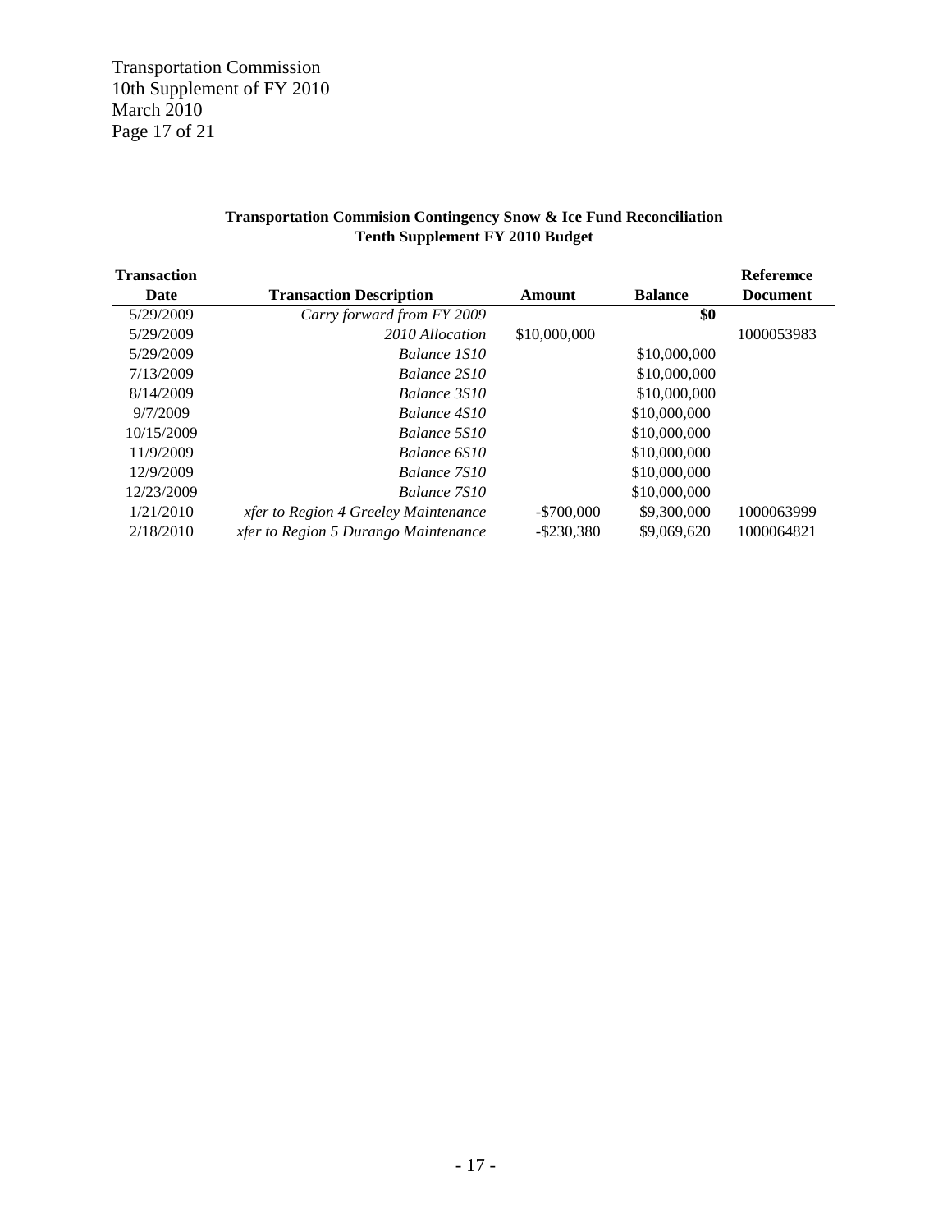**Transportation Commision Contingency Snow & Ice Fund Reconciliation**
**Tenth Supplement FY 2010 Budget**

| Transaction Date | Transaction Description | Amount | Balance | Referemce Document |
|---|---|---|---|---|
| 5/29/2009 | *Carry forward from FY 2009* | | **$0** | |
| 5/29/2009 | *2010 Allocation* | $10,000,000 | | 1000053983 |
| 5/29/2009 | *Balance 1S10* | | $10,000,000 | |
| 7/13/2009 | *Balance 2S10* | | $10,000,000 | |
| 8/14/2009 | *Balance 3S10* | | $10,000,000 | |
| 9/7/2009 | *Balance 4S10* | | $10,000,000 | |
| 10/15/2009 | *Balance 5S10* | | $10,000,000 | |
| 11/9/2009 | *Balance 6S10* | | $10,000,000 | |
| 12/9/2009 | *Balance 7S10* | | $10,000,000 | |
| 12/23/2009 | *Balance 7S10* | | $10,000,000 | |
| 1/21/2010 | *xfer to Region 4 Greeley Maintenance* | -$700,000 | $9,300,000 | 1000063999 |
| 2/18/2010 | *xfer to Region 5 Durango Maintenance* | -$230,380 | $9,069,620 | 1000064821 |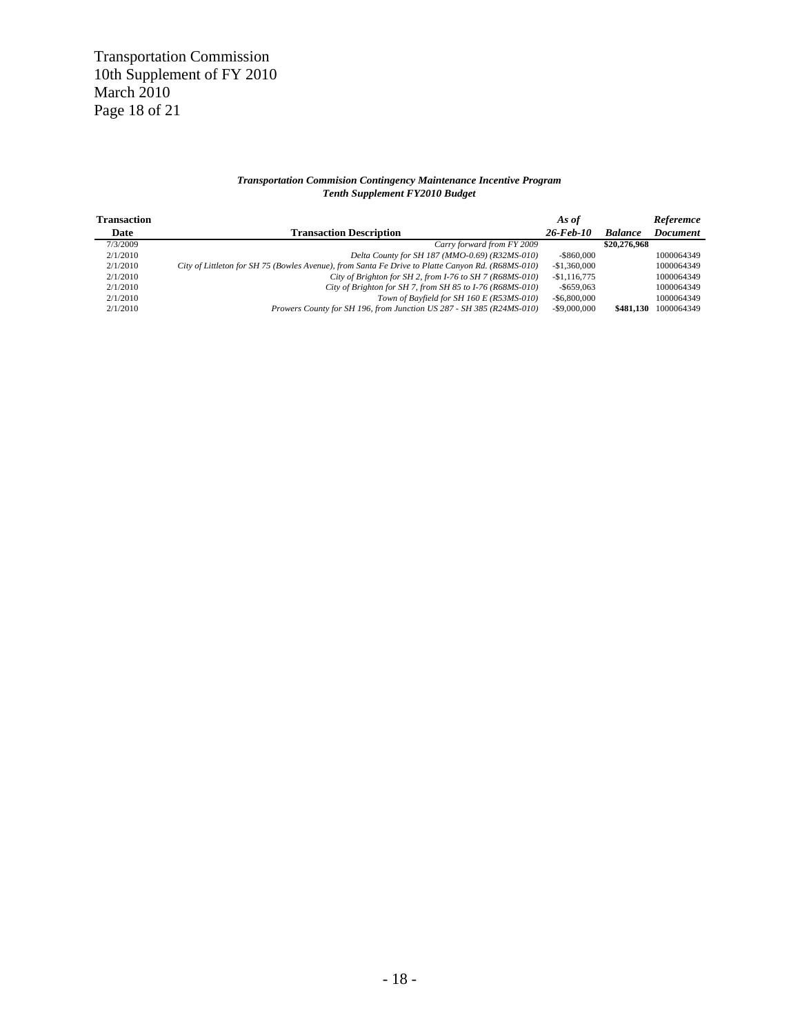Transportation Commission
10th Supplement of FY 2010
March 2010
Page 18 of 21

***Transportation Commision Contingency Maintenance Incentive Program***
***Tenth Supplement FY2010 Budget***

| Transaction Date | Transaction Description | *As of 26-Feb-10* | *Balance* | *Referemce Document* |
|---|---|---|---|---|
| 7/3/2009 | *Carry forward from FY 2009* | | **$20,276,968** | |
| 2/1/2010 | *Delta County for SH 187 (MMO-0.69) (R32MS-010)* | -$860,000 | | 1000064349 |
| 2/1/2010 | *City of Littleton for SH 75 (Bowles Avenue), from Santa Fe Drive to Platte Canyon Rd. (R68MS-010)* | -$1,360,000 | | 1000064349 |
| 2/1/2010 | *City of Brighton for SH 2, from I-76 to SH 7 (R68MS-010)* | -$1,116,775 | | 1000064349 |
| 2/1/2010 | *City of Brighton for SH 7, from SH 85 to I-76 (R68MS-010)* | -$659,063 | | 1000064349 |
| 2/1/2010 | *Town of Bayfield for SH 160 E (R53MS-010)* | -$6,800,000 | | 1000064349 |
| 2/1/2010 | *Prowers County for SH 196, from Junction US 287 - SH 385 (R24MS-010)* | -$9,000,000 | **$481,130** | 1000064349 |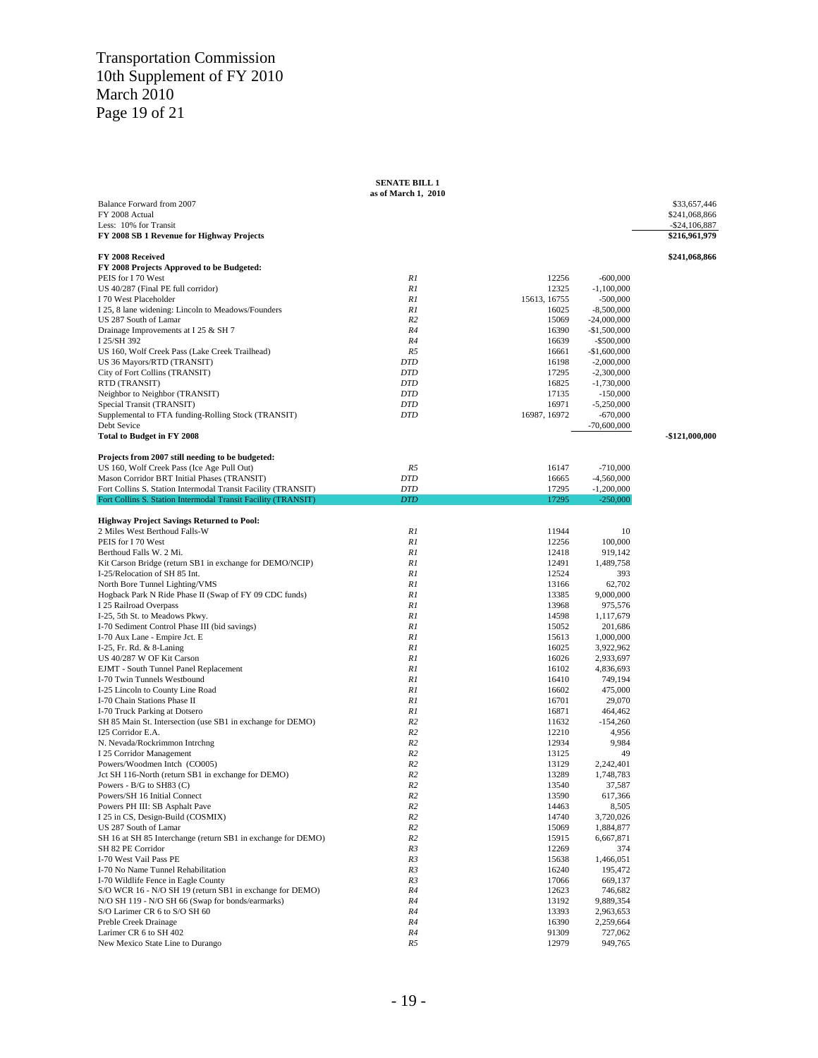# Transportation Commission
# 10th Supplement of FY 2010
# March 2010
# Page 19 of 21

**SENATE BILL 1**
**as of March 1, 2010**

| | | | | |
|---|---|---|---|---|
| Balance Forward from 2007 | | | | $33,657,446 |
| FY 2008 Actual | | | | $241,068,866 |
| Less: 10% for Transit | | | | -$24,106,887 |
| **FY 2008 SB 1 Revenue for Highway Projects** | | | | **$216,961,979** |
| | | | | |
| **FY 2008 Received** | | | | **$241,068,866** |
| **FY 2008 Projects Approved to be Budgeted:** | | | | |
| PEIS for I 70 West | *R1* | 12256 | -600,000 | |
| US 40/287 (Final PE full corridor) | *R1* | 12325 | -1,100,000 | |
| I 70 West Placeholder | *R1* | 15613, 16755 | -500,000 | |
| I 25, 8 lane widening: Lincoln to Meadows/Founders | *R1* | 16025 | -8,500,000 | |
| US 287 South of Lamar | *R2* | 15069 | -24,000,000 | |
| Drainage Improvements at I 25 & SH 7 | *R4* | 16390 | -$1,500,000 | |
| I 25/SH 392 | *R4* | 16639 | -$500,000 | |
| US 160, Wolf Creek Pass (Lake Creek Trailhead) | *R5* | 16661 | -$1,600,000 | |
| US 36 Mayors/RTD (TRANSIT) | *DTD* | 16198 | -2,000,000 | |
| City of Fort Collins (TRANSIT) | *DTD* | 17295 | -2,300,000 | |
| RTD (TRANSIT) | *DTD* | 16825 | -1,730,000 | |
| Neighbor to Neighbor (TRANSIT) | *DTD* | 17135 | -150,000 | |
| Special Transit (TRANSIT) | *DTD* | 16971 | -5,250,000 | |
| Supplemental to FTA funding-Rolling Stock (TRANSIT) | *DTD* | 16987, 16972 | -670,000 | |
| Debt Sevice | | | -70,600,000 | |
| **Total to Budget in FY 2008** | | | | **-$121,000,000** |
| | | | | |
| **Projects from 2007 still needing to be budgeted:** | | | | |
| US 160, Wolf Creek Pass (Ice Age Pull Out) | *R5* | 16147 | -710,000 | |
| Mason Corridor BRT Initial Phases (TRANSIT) | *DTD* | 16665 | -4,560,000 | |
| Fort Collins S. Station Intermodal Transit Facility (TRANSIT) | *DTD* | 17295 | -1,200,000 | |
| Fort Collins S. Station Intermodal Transit Facility (TRANSIT) | *DTD* | 17295 | -250,000 | |
| | | | | |
| **Highway Project Savings Returned to Pool:** | | | | |
| 2 Miles West Berthoud Falls-W | *R1* | 11944 | 10 | |
| PEIS for I 70 West | *R1* | 12256 | 100,000 | |
| Berthoud Falls W. 2 Mi. | *R1* | 12418 | 919,142 | |
| Kit Carson Bridge (return SB1 in exchange for DEMO/NCIP) | *R1* | 12491 | 1,489,758 | |
| I-25/Relocation of SH 85 Int. | *R1* | 12524 | 393 | |
| North Bore Tunnel Lighting/VMS | *R1* | 13166 | 62,702 | |
| Hogback Park N Ride Phase II (Swap of FY 09 CDC funds) | *R1* | 13385 | 9,000,000 | |
| I 25 Railroad Overpass | *R1* | 13968 | 975,576 | |
| I-25, 5th St. to Meadows Pkwy. | *R1* | 14598 | 1,117,679 | |
| I-70 Sediment Control Phase III (bid savings) | *R1* | 15052 | 201,686 | |
| I-70 Aux Lane - Empire Jct. E | *R1* | 15613 | 1,000,000 | |
| I-25, Fr. Rd. & 8-Laning | *R1* | 16025 | 3,922,962 | |
| US 40/287 W OF Kit Carson | *R1* | 16026 | 2,933,697 | |
| EJMT - South Tunnel Panel Replacement | *R1* | 16102 | 4,836,693 | |
| I-70 Twin Tunnels Westbound | *R1* | 16410 | 749,194 | |
| I-25 Lincoln to County Line Road | *R1* | 16602 | 475,000 | |
| I-70 Chain Stations Phase II | *R1* | 16701 | 29,070 | |
| I-70 Truck Parking at Dotsero | *R1* | 16871 | 464,462 | |
| SH 85 Main St. Intersection (use SB1 in exchange for DEMO) | *R2* | 11632 | -154,260 | |
| I25 Corridor E.A. | *R2* | 12210 | 4,956 | |
| N. Nevada/Rockrimmon Intrchng | *R2* | 12934 | 9,984 | |
| I 25 Corridor Management | *R2* | 13125 | 49 | |
| Powers/Woodmen Intch (CO005) | *R2* | 13129 | 2,242,401 | |
| Jct SH 116-North (return SB1 in exchange for DEMO) | *R2* | 13289 | 1,748,783 | |
| Powers - B/G to SH83 (C) | *R2* | 13540 | 37,587 | |
| Powers/SH 16 Initial Connect | *R2* | 13590 | 617,366 | |
| Powers PH III: SB Asphalt Pave | *R2* | 14463 | 8,505 | |
| I 25 in CS, Design-Build (COSMIX) | *R2* | 14740 | 3,720,026 | |
| US 287 South of Lamar | *R2* | 15069 | 1,884,877 | |
| SH 16 at SH 85 Interchange (return SB1 in exchange for DEMO) | *R2* | 15915 | 6,667,871 | |
| SH 82 PE Corridor | *R3* | 12269 | 374 | |
| I-70 West Vail Pass PE | *R3* | 15638 | 1,466,051 | |
| I-70 No Name Tunnel Rehabilitation | *R3* | 16240 | 195,472 | |
| I-70 Wildlife Fence in Eagle County | *R3* | 17066 | 669,137 | |
| S/O WCR 16 - N/O SH 19 (return SB1 in exchange for DEMO) | *R4* | 12623 | 746,682 | |
| N/O SH 119 - N/O SH 66 (Swap for bonds/earmarks) | *R4* | 13192 | 9,889,354 | |
| S/O Larimer CR 6 to S/O SH 60 | *R4* | 13393 | 2,963,653 | |
| Preble Creek Drainage | *R4* | 16390 | 2,259,664 | |
| Larimer CR 6 to SH 402 | *R4* | 91309 | 727,062 | |
| New Mexico State Line to Durango | *R5* | 12979 | 949,765 | |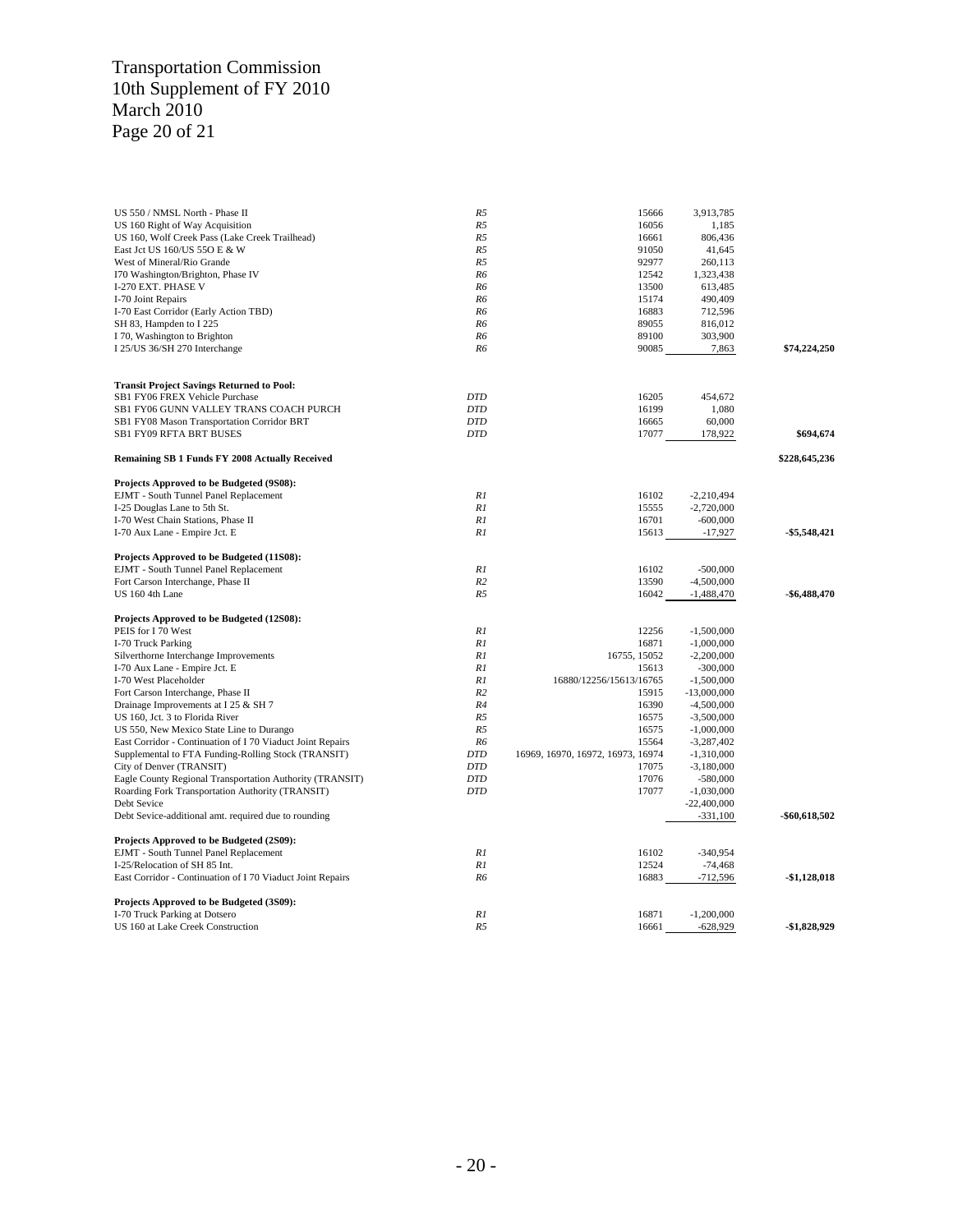Transportation Commission
10th Supplement of FY 2010
March 2010
Page 20 of 21

| | | | | |
|---|---|---|---|---|
| US 550 / NMSL North - Phase II | R5 | 15666 | 3,913,785 | |
| US 160 Right of Way Acquisition | R5 | 16056 | 1,185 | |
| US 160, Wolf Creek Pass (Lake Creek Trailhead) | R5 | 16661 | 806,436 | |
| East Jct US 160/US 55O E & W | R5 | 91050 | 41,645 | |
| West of Mineral/Rio Grande | R5 | 92977 | 260,113 | |
| I70 Washington/Brighton, Phase IV | R6 | 12542 | 1,323,438 | |
| I-270 EXT. PHASE V | R6 | 13500 | 613,485 | |
| I-70 Joint Repairs | R6 | 15174 | 490,409 | |
| I-70 East Corridor (Early Action TBD) | R6 | 16883 | 712,596 | |
| SH 83, Hampden to I 225 | R6 | 89055 | 816,012 | |
| I 70, Washington to Brighton | R6 | 89100 | 303,900 | |
| I 25/US 36/SH 270 Interchange | R6 | 90085 | 7,863 | **$74,224,250** |
| | | | | |
| **Transit Project Savings Returned to Pool:** | | | | |
| SB1 FY06 FREX Vehicle Purchase | DTD | 16205 | 454,672 | |
| SB1 FY06 GUNN VALLEY TRANS COACH PURCH | DTD | 16199 | 1,080 | |
| SB1 FY08 Mason Transportation Corridor BRT | DTD | 16665 | 60,000 | |
| SB1 FY09 RFTA BRT BUSES | DTD | 17077 | 178,922 | **$694,674** |
| | | | | |
| **Remaining SB 1 Funds FY 2008 Actually Received** | | | | **$228,645,236** |
| | | | | |
| **Projects Approved to be Budgeted (9S08):** | | | | |
| EJMT - South Tunnel Panel Replacement | R1 | 16102 | -2,210,494 | |
| I-25 Douglas Lane to 5th St. | R1 | 15555 | -2,720,000 | |
| I-70 West Chain Stations, Phase II | R1 | 16701 | -600,000 | |
| I-70 Aux Lane - Empire Jct. E | R1 | 15613 | -17,927 | **-$5,548,421** |
| | | | | |
| **Projects Approved to be Budgeted (11S08):** | | | | |
| EJMT - South Tunnel Panel Replacement | R1 | 16102 | -500,000 | |
| Fort Carson Interchange, Phase II | R2 | 13590 | -4,500,000 | |
| US 160 4th Lane | R5 | 16042 | -1,488,470 | **-$6,488,470** |
| | | | | |
| **Projects Approved to be Budgeted (12S08):** | | | | |
| PEIS for I 70 West | R1 | 12256 | -1,500,000 | |
| I-70 Truck Parking | R1 | 16871 | -1,000,000 | |
| Silverthorne Interchange Improvements | R1 | 16755, 15052 | -2,200,000 | |
| I-70 Aux Lane - Empire Jct. E | R1 | 15613 | -300,000 | |
| I-70 West Placeholder | R1 | 16880/12256/15613/16765 | -1,500,000 | |
| Fort Carson Interchange, Phase II | R2 | 15915 | -13,000,000 | |
| Drainage Improvements at I 25 & SH 7 | R4 | 16390 | -4,500,000 | |
| US 160, Jct. 3 to Florida River | R5 | 16575 | -3,500,000 | |
| US 550, New Mexico State Line to Durango | R5 | 16575 | -1,000,000 | |
| East Corridor - Continuation of I 70 Viaduct Joint Repairs | R6 | 15564 | -3,287,402 | |
| Supplemental to FTA Funding-Rolling Stock (TRANSIT) | DTD | 16969, 16970, 16972, 16973, 16974 | -1,310,000 | |
| City of Denver (TRANSIT) | DTD | 17075 | -3,180,000 | |
| Eagle County Regional Transportation Authority (TRANSIT) | DTD | 17076 | -580,000 | |
| Roarding Fork Transportation Authority (TRANSIT) | DTD | 17077 | -1,030,000 | |
| Debt Sevice | | | -22,400,000 | |
| Debt Sevice-additional amt. required due to rounding | | | -331,100 | **-$60,618,502** |
| | | | | |
| **Projects Approved to be Budgeted (2S09):** | | | | |
| EJMT - South Tunnel Panel Replacement | R1 | 16102 | -340,954 | |
| I-25/Relocation of SH 85 Int. | R1 | 12524 | -74,468 | |
| East Corridor - Continuation of I 70 Viaduct Joint Repairs | R6 | 16883 | -712,596 | **-$1,128,018** |
| | | | | |
| **Projects Approved to be Budgeted (3S09):** | | | | |
| I-70 Truck Parking at Dotsero | R1 | 16871 | -1,200,000 | |
| US 160 at Lake Creek Construction | R5 | 16661 | -628,929 | **-$1,828,929** |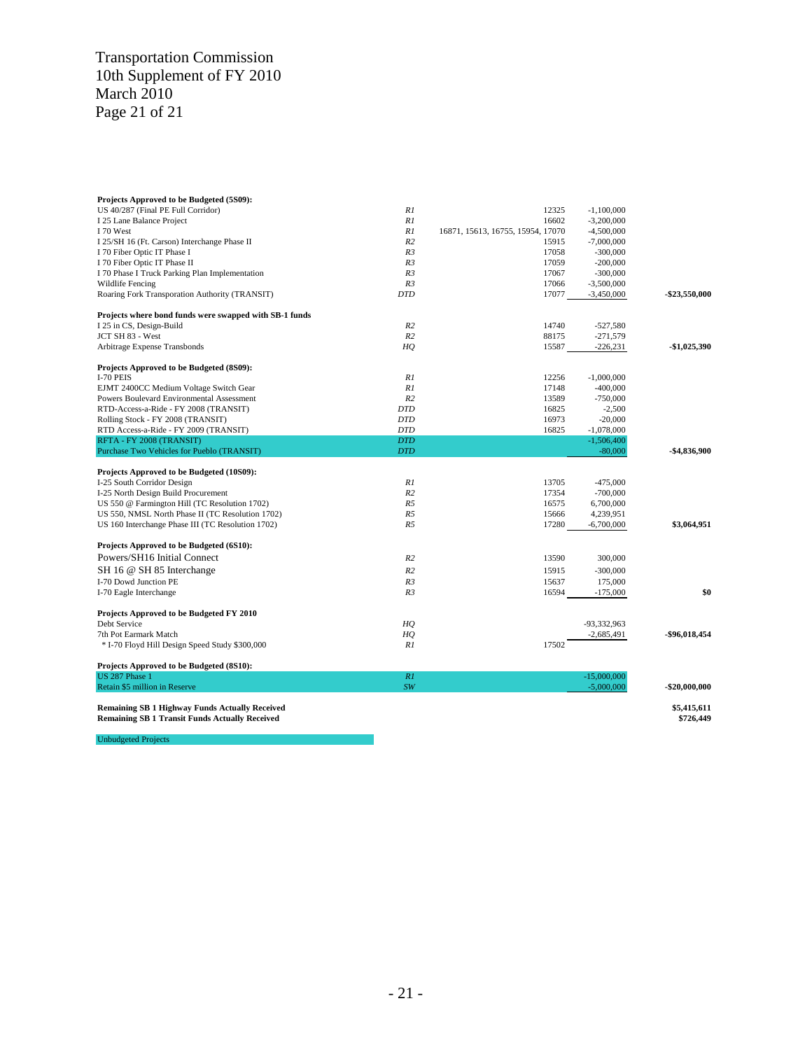Transportation Commission
10th Supplement of FY 2010
March 2010
Page 21 of 21

| Description | Region | Project # | Amount | Total |
|---|---|---|---|---|
| **Projects Approved to be Budgeted (5S09):** | | | | |
| US 40/287 (Final PE Full Corridor) | *R1* | 12325 | -1,100,000 | |
| I 25 Lane Balance Project | *R1* | 16602 | -3,200,000 | |
| I 70 West | *R1* | 16871, 15613, 16755, 15954, 17070 | -4,500,000 | |
| I 25/SH 16 (Ft. Carson) Interchange Phase II | *R2* | 15915 | -7,000,000 | |
| I 70 Fiber Optic IT Phase I | *R3* | 17058 | -300,000 | |
| I 70 Fiber Optic IT Phase II | *R3* | 17059 | -200,000 | |
| I 70 Phase I Truck Parking Plan Implementation | *R3* | 17067 | -300,000 | |
| Wildlife Fencing | *R3* | 17066 | -3,500,000 | |
| Roaring Fork Transporation Authority (TRANSIT) | *DTD* | 17077 | -3,450,000 | **-$23,550,000** |
| **Projects where bond funds were swapped with SB-1 funds** | | | | |
| I 25 in CS, Design-Build | *R2* | 14740 | -527,580 | |
| JCT SH 83 - West | *R2* | 88175 | -271,579 | |
| Arbitrage Expense Transbonds | *HQ* | 15587 | -226,231 | **-$1,025,390** |
| **Projects Approved to be Budgeted (8S09):** | | | | |
| I-70 PEIS | *R1* | 12256 | -1,000,000 | |
| EJMT 2400CC Medium Voltage Switch Gear | *R1* | 17148 | -400,000 | |
| Powers Boulevard Environmental Assessment | *R2* | 13589 | -750,000 | |
| RTD-Access-a-Ride - FY 2008 (TRANSIT) | *DTD* | 16825 | -2,500 | |
| Rolling Stock - FY 2008 (TRANSIT) | *DTD* | 16973 | -20,000 | |
| RTD Access-a-Ride - FY 2009 (TRANSIT) | *DTD* | 16825 | -1,078,000 | |
| RFTA - FY 2008 (TRANSIT) | *DTD* | | -1,506,400 | |
| Purchase Two Vehicles for Pueblo (TRANSIT) | *DTD* | | -80,000 | **-$4,836,900** |
| **Projects Approved to be Budgeted (10S09):** | | | | |
| I-25 South Corridor Design | *R1* | 13705 | -475,000 | |
| I-25 North Design Build Procurement | *R2* | 17354 | -700,000 | |
| US 550 @ Farmington Hill (TC Resolution 1702) | *R5* | 16575 | 6,700,000 | |
| US 550, NMSL North Phase II (TC Resolution 1702) | *R5* | 15666 | 4,239,951 | |
| US 160 Interchange Phase III (TC Resolution 1702) | *R5* | 17280 | -6,700,000 | **$3,064,951** |
| **Projects Approved to be Budgeted (6S10):** | | | | |
| Powers/SH16 Initial Connect | *R2* | 13590 | 300,000 | |
| SH 16 @ SH 85 Interchange | *R2* | 15915 | -300,000 | |
| I-70 Dowd Junction PE | *R3* | 15637 | 175,000 | |
| I-70 Eagle Interchange | *R3* | 16594 | -175,000 | **$0** |
| **Projects Approved to be Budgeted FY 2010** | | | | |
| Debt Service | *HQ* | | -93,332,963 | |
| 7th Pot Earmark Match | *HQ* | | -2,685,491 | **-$96,018,454** |
| * I-70 Floyd Hill Design Speed Study $300,000 | *R1* | 17502 | | |
| **Projects Approved to be Budgeted (8S10):** | | | | |
| US 287 Phase 1 | *R1* | | -15,000,000 | |
| Retain $5 million in Reserve | *SW* | | -5,000,000 | **-$20,000,000** |
| **Remaining SB 1 Highway Funds Actually Received** | | | | **$5,415,611** |
| **Remaining SB 1 Transit Funds Actually Received** | | | | **$726,449** |

Unbudgeted Projects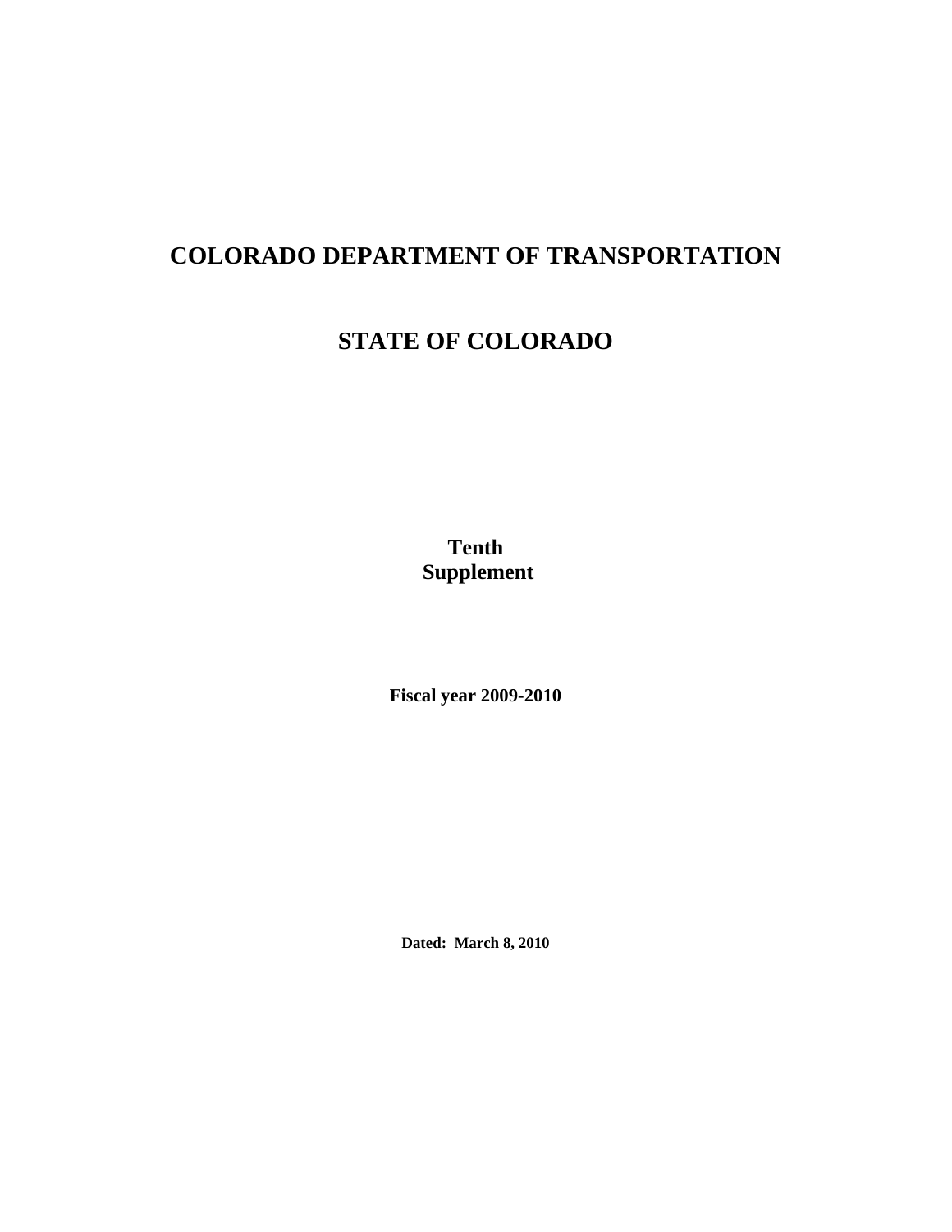# COLORADO DEPARTMENT OF TRANSPORTATION

# STATE OF COLORADO

**Tenth Supplement**

**Fiscal year 2009-2010**

**Dated: March 8, 2010**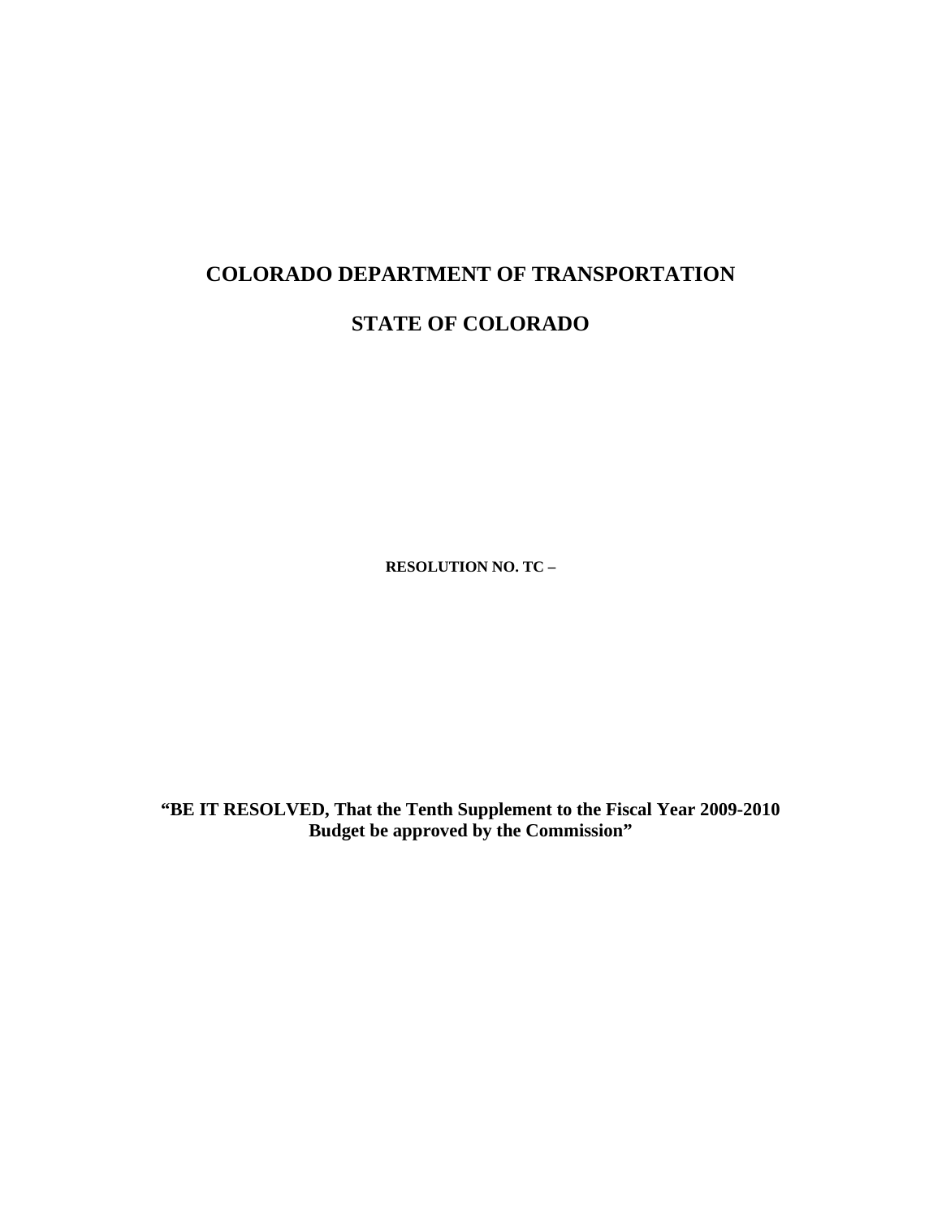# COLORADO DEPARTMENT OF TRANSPORTATION

# STATE OF COLORADO

**RESOLUTION NO. TC –**

**"BE IT RESOLVED, That the Tenth Supplement to the Fiscal Year 2009-2010 Budget be approved by the Commission"**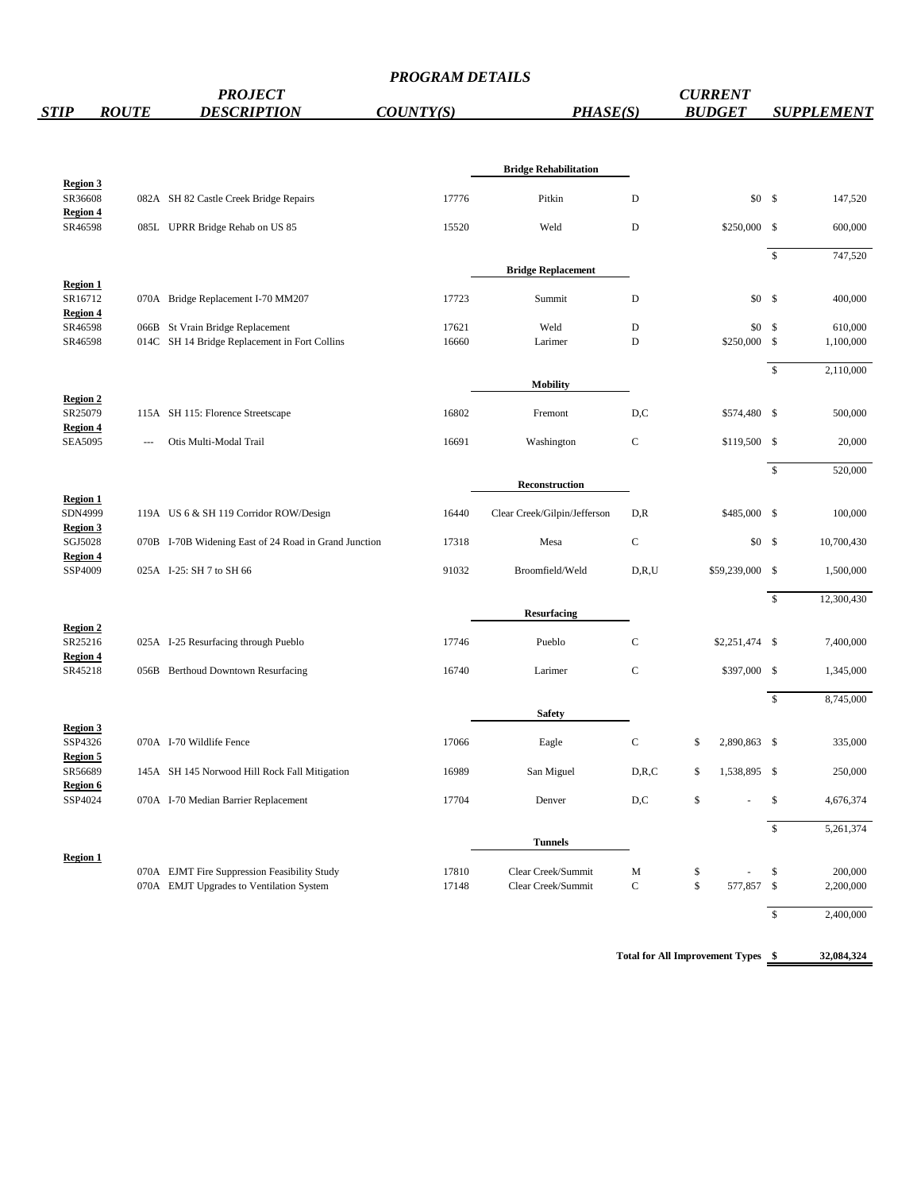## PROGRAM DETAILS

| STIP | ROUTE | PROJECT DESCRIPTION | | COUNTY(S) | PHASE(S) | CURRENT BUDGET | SUPPLEMENT |
|---|---|---|---|---|---|---|---|
| | | | | **Bridge Rehabilitation** | | | |
| **Region 3** | | | | | | | |
| SR36608 | 082A | SH 82 Castle Creek Bridge Repairs | 17776 | Pitkin | D | $0 | $ 147,520 |
| **Region 4** | | | | | | | |
| SR46598 | 085L | UPRR Bridge Rehab on US 85 | 15520 | Weld | D | $250,000 | $ 600,000 |
| | | | | | | | $ 747,520 |
| | | | | **Bridge Replacement** | | | |
| **Region 1** | | | | | | | |
| SR16712 | 070A | Bridge Replacement I-70 MM207 | 17723 | Summit | D | $0 | $ 400,000 |
| **Region 4** | | | | | | | |
| SR46598 | 066B | St Vrain Bridge Replacement | 17621 | Weld | D | $0 | $ 610,000 |
| SR46598 | 014C | SH 14 Bridge Replacement in Fort Collins | 16660 | Larimer | D | $250,000 | $ 1,100,000 |
| | | | | | | | $ 2,110,000 |
| | | | | **Mobility** | | | |
| **Region 2** | | | | | | | |
| SR25079 | 115A | SH 115: Florence Streetscape | 16802 | Fremont | D,C | $574,480 | $ 500,000 |
| **Region 4** | | | | | | | |
| SEA5095 | --- | Otis Multi-Modal Trail | 16691 | Washington | C | $119,500 | $ 20,000 |
| | | | | | | | $ 520,000 |
| | | | | **Reconstruction** | | | |
| **Region 1** | | | | | | | |
| SDN4999 | 119A | US 6 & SH 119 Corridor ROW/Design | 16440 | Clear Creek/Gilpin/Jefferson | D,R | $485,000 | $ 100,000 |
| **Region 3** | | | | | | | |
| SGJ5028 | 070B | I-70B Widening East of 24 Road in Grand Junction | 17318 | Mesa | C | $0 | $ 10,700,430 |
| **Region 4** | | | | | | | |
| SSP4009 | 025A | I-25: SH 7 to SH 66 | 91032 | Broomfield/Weld | D,R,U | $59,239,000 | $ 1,500,000 |
| | | | | | | | $ 12,300,430 |
| | | | | **Resurfacing** | | | |
| **Region 2** | | | | | | | |
| SR25216 | 025A | I-25 Resurfacing through Pueblo | 17746 | Pueblo | C | $2,251,474 | $ 7,400,000 |
| **Region 4** | | | | | | | |
| SR45218 | 056B | Berthoud Downtown Resurfacing | 16740 | Larimer | C | $397,000 | $ 1,345,000 |
| | | | | | | | $ 8,745,000 |
| | | | | **Safety** | | | |
| **Region 3** | | | | | | | |
| SSP4326 | 070A | I-70 Wildlife Fence | 17066 | Eagle | C | $ 2,890,863 | $ 335,000 |
| **Region 5** | | | | | | | |
| SR56689 | 145A | SH 145 Norwood Hill Rock Fall Mitigation | 16989 | San Miguel | D,R,C | $ 1,538,895 | $ 250,000 |
| **Region 6** | | | | | | | |
| SSP4024 | 070A | I-70 Median Barrier Replacement | 17704 | Denver | D,C | $ - | $ 4,676,374 |
| | | | | | | | $ 5,261,374 |
| | | | | **Tunnels** | | | |
| **Region 1** | | | | | | | |
| | 070A | EJMT Fire Suppression Feasibility Study | 17810 | Clear Creek/Summit | M | $ - | $ 200,000 |
| | 070A | EMJT Upgrades to Ventilation System | 17148 | Clear Creek/Summit | C | $ 577,857 | $ 2,200,000 |
| | | | | | | | $ 2,400,000 |
| | | | | | | **Total for All Improvement Types** | **$ 32,084,324** |